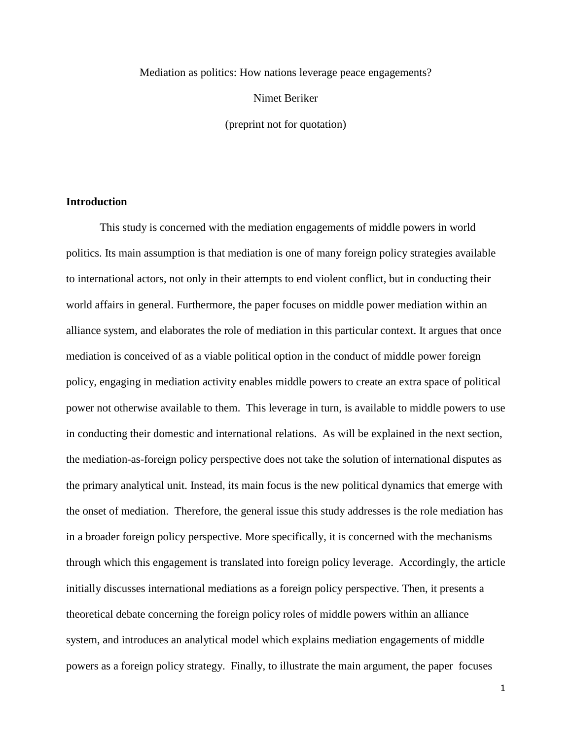Mediation as politics: How nations leverage peace engagements?

Nimet Beriker

(preprint not for quotation)

## Introduction

This study is concerned with the mediation engagements of middle powers in world politics. Its main assumption is that mediation is one of many foreign policy strategies available to international actors, not only in their attempts to end violent conflict, but in conducting their world affairs in general. Furthermore, the paper focuses on middle power mediation within an alliance system, and elaborates the role of mediation in this particular context. It argues that once mediation is conceived of as a viable political option in the conduct of middle power foreign policy, engaging in mediation activity enables middle powers to create an extra space of political power not otherwise available to them. This leverage in turn, is available to middle powers to use in conducting their domestic and international relations. As will be explained in the next section, the mediation-as-foreign policy perspective does not take the solution of international disputes as the primary analytical unit. Instead, its main focus is the new political dynamics that emerge with the onset of mediation. Therefore, the general issue this study addresses is the role mediation has in a broader foreign policy perspective. More specifically, it is concerned with the mechanisms through which this engagement is translated into foreign policy leverage. Accordingly, the article initially discusses international mediations as a foreign policy perspective. Then, it presents a theoretical debate concerning the foreign policy roles of middle powers within an alliance system, and introduces an analytical model which explains mediation engagements of middle powers as a foreign policy strategy. Finally, to illustrate the main argument, the paper focuses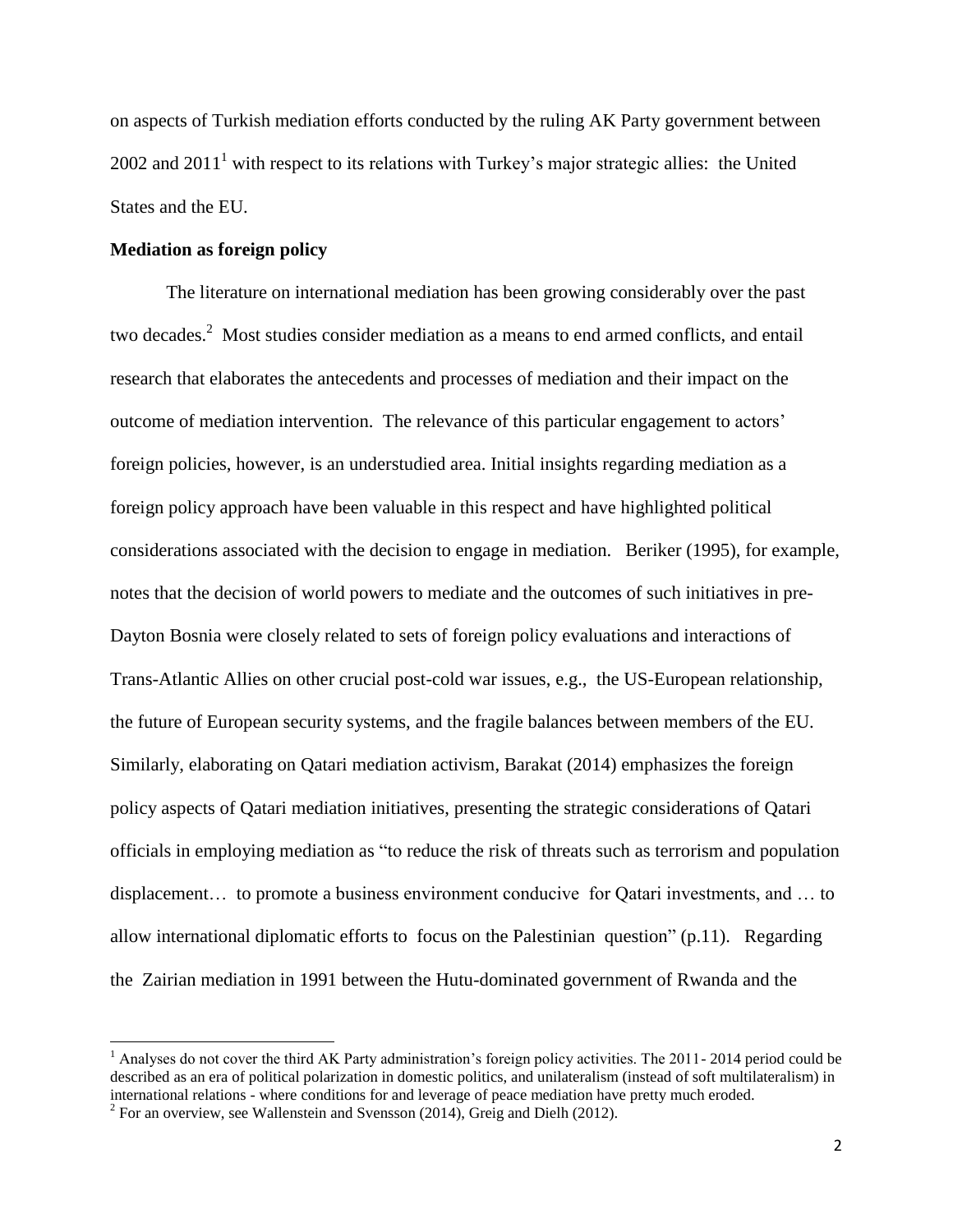on aspects of Turkish mediation efforts conducted by the ruling AK Party government between 2002 and 2011[1] with respect to its relations with Turkey's major strategic allies: the United States and the EU.

**Mediation as foreign policy**

The literature on international mediation has been growing considerably over the past two decades.[2] Most studies consider mediation as a means to end armed conflicts, and entail research that elaborates the antecedents and processes of mediation and their impact on the outcome of mediation intervention. The relevance of this particular engagement to actors' foreign policies, however, is an understudied area. Initial insights regarding mediation as a foreign policy approach have been valuable in this respect and have highlighted political considerations associated with the decision to engage in mediation. Beriker (1995), for example, notes that the decision of world powers to mediate and the outcomes of such initiatives in pre-Dayton Bosnia were closely related to sets of foreign policy evaluations and interactions of Trans-Atlantic Allies on other crucial post-cold war issues, e.g., the US-European relationship, the future of European security systems, and the fragile balances between members of the EU. Similarly, elaborating on Qatari mediation activism, Barakat (2014) emphasizes the foreign policy aspects of Qatari mediation initiatives, presenting the strategic considerations of Qatari officials in employing mediation as "to reduce the risk of threats such as terrorism and population displacement… to promote a business environment conducive for Qatari investments, and … to allow international diplomatic efforts to focus on the Palestinian question" (p.11). Regarding the Zairian mediation in 1991 between the Hutu-dominated government of Rwanda and the

[1] Analyses do not cover the third AK Party administration's foreign policy activities. The 2011- 2014 period could be described as an era of political polarization in domestic politics, and unilateralism (instead of soft multilateralism) in international relations - where conditions for and leverage of peace mediation have pretty much eroded.

[2] For an overview, see Wallenstein and Svensson (2014), Greig and Dielh (2012).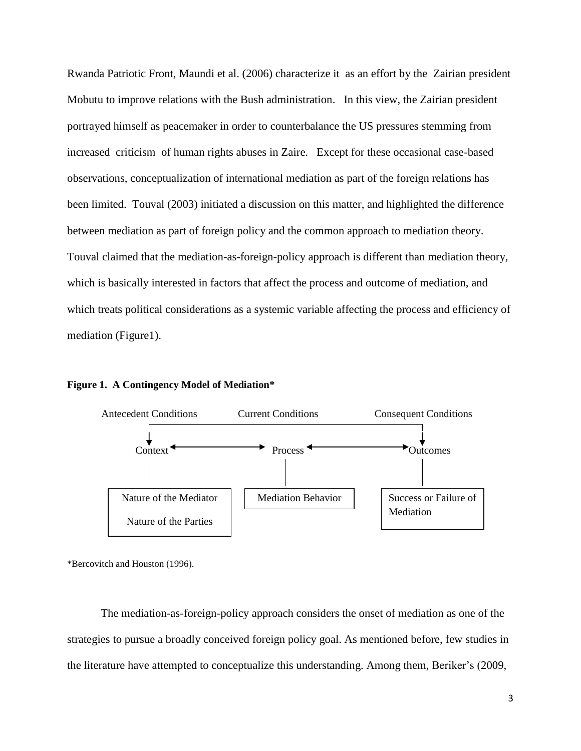Rwanda Patriotic Front, Maundi et al. (2006) characterize it as an effort by the Zairian president Mobutu to improve relations with the Bush administration. In this view, the Zairian president portrayed himself as peacemaker in order to counterbalance the US pressures stemming from increased criticism of human rights abuses in Zaire. Except for these occasional case-based observations, conceptualization of international mediation as part of the foreign relations has been limited. Touval (2003) initiated a discussion on this matter, and highlighted the difference between mediation as part of foreign policy and the common approach to mediation theory. Touval claimed that the mediation-as-foreign-policy approach is different than mediation theory, which is basically interested in factors that affect the process and outcome of mediation, and which treats political considerations as a systemic variable affecting the process and efficiency of mediation (Figure1).

**Figure 1. A Contingency Model of Mediation***

| Antecedent Conditions | Current Conditions | Consequent Conditions |
|---|---|---|
| Context ↔ | Process ↔ | Outcomes |
| Nature of the Mediator<br>Nature of the Parties | Mediation Behavior | Success or Failure of Mediation |

*Bercovitch and Houston (1996).

The mediation-as-foreign-policy approach considers the onset of mediation as one of the strategies to pursue a broadly conceived foreign policy goal. As mentioned before, few studies in the literature have attempted to conceptualize this understanding. Among them, Beriker's (2009,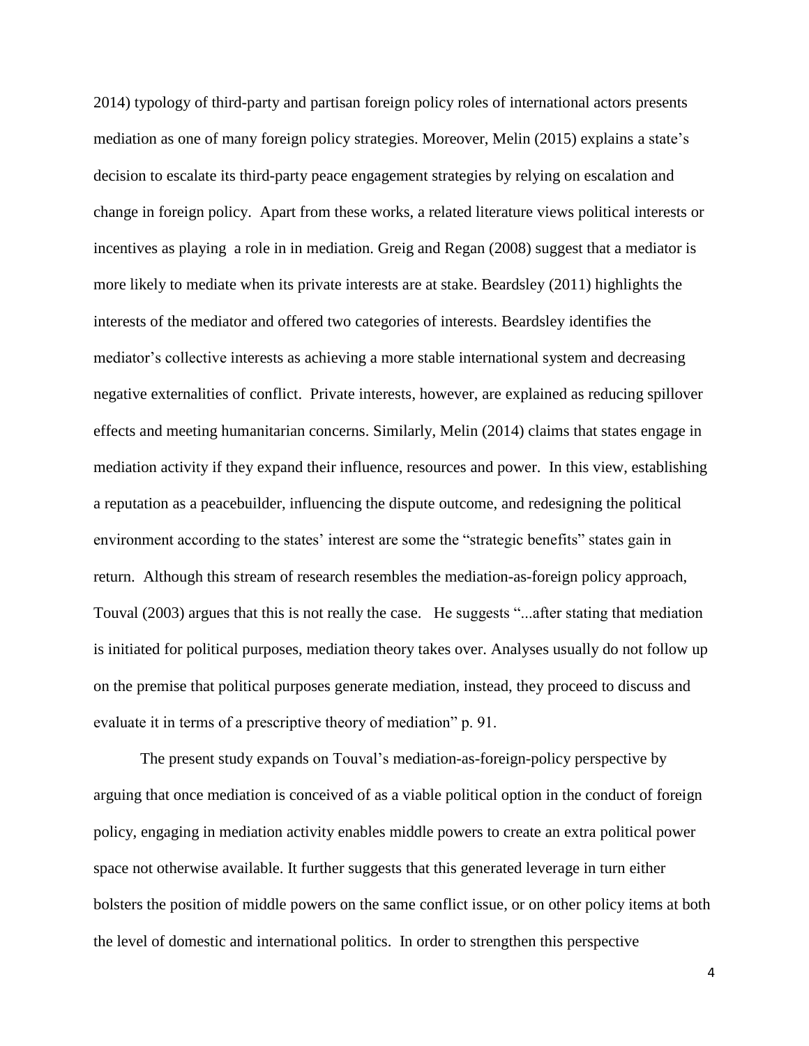2014) typology of third-party and partisan foreign policy roles of international actors presents mediation as one of many foreign policy strategies. Moreover, Melin (2015) explains a state's decision to escalate its third-party peace engagement strategies by relying on escalation and change in foreign policy. Apart from these works, a related literature views political interests or incentives as playing a role in in mediation. Greig and Regan (2008) suggest that a mediator is more likely to mediate when its private interests are at stake. Beardsley (2011) highlights the interests of the mediator and offered two categories of interests. Beardsley identifies the mediator's collective interests as achieving a more stable international system and decreasing negative externalities of conflict. Private interests, however, are explained as reducing spillover effects and meeting humanitarian concerns. Similarly, Melin (2014) claims that states engage in mediation activity if they expand their influence, resources and power. In this view, establishing a reputation as a peacebuilder, influencing the dispute outcome, and redesigning the political environment according to the states' interest are some the "strategic benefits" states gain in return. Although this stream of research resembles the mediation-as-foreign policy approach, Touval (2003) argues that this is not really the case. He suggests "...after stating that mediation is initiated for political purposes, mediation theory takes over. Analyses usually do not follow up on the premise that political purposes generate mediation, instead, they proceed to discuss and evaluate it in terms of a prescriptive theory of mediation" p. 91.

The present study expands on Touval's mediation-as-foreign-policy perspective by arguing that once mediation is conceived of as a viable political option in the conduct of foreign policy, engaging in mediation activity enables middle powers to create an extra political power space not otherwise available. It further suggests that this generated leverage in turn either bolsters the position of middle powers on the same conflict issue, or on other policy items at both the level of domestic and international politics. In order to strengthen this perspective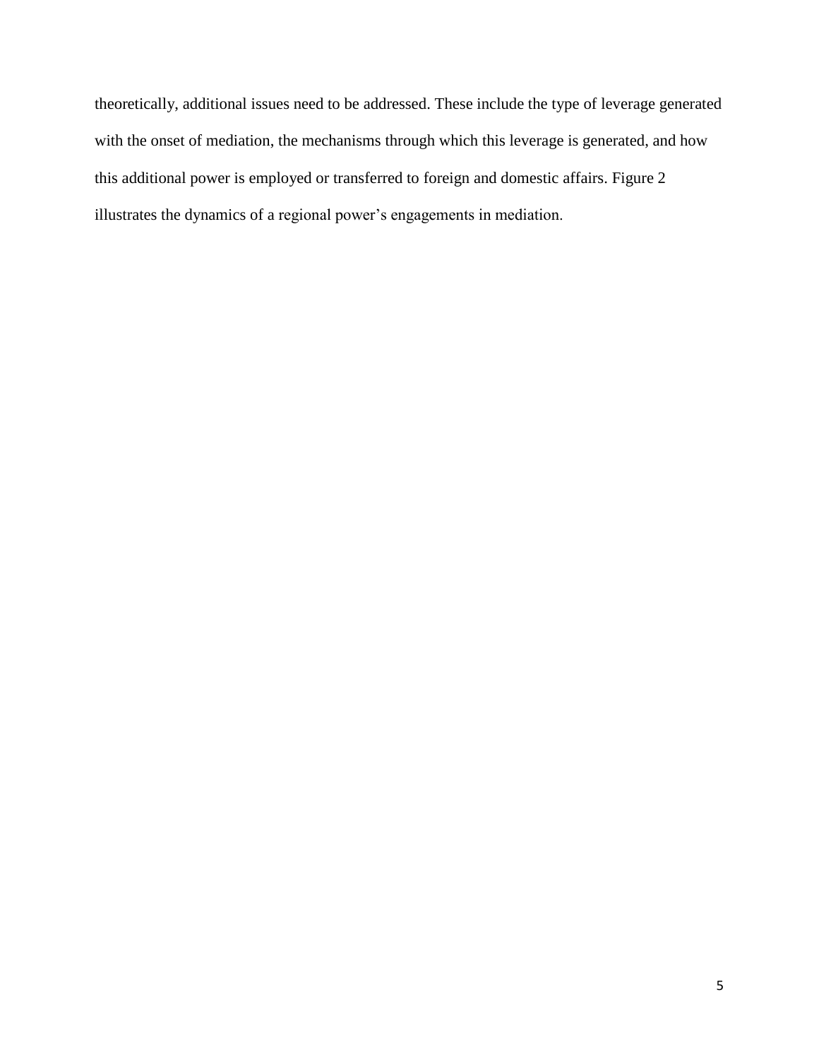theoretically, additional issues need to be addressed. These include the type of leverage generated with the onset of mediation, the mechanisms through which this leverage is generated, and how this additional power is employed or transferred to foreign and domestic affairs. Figure 2 illustrates the dynamics of a regional power's engagements in mediation.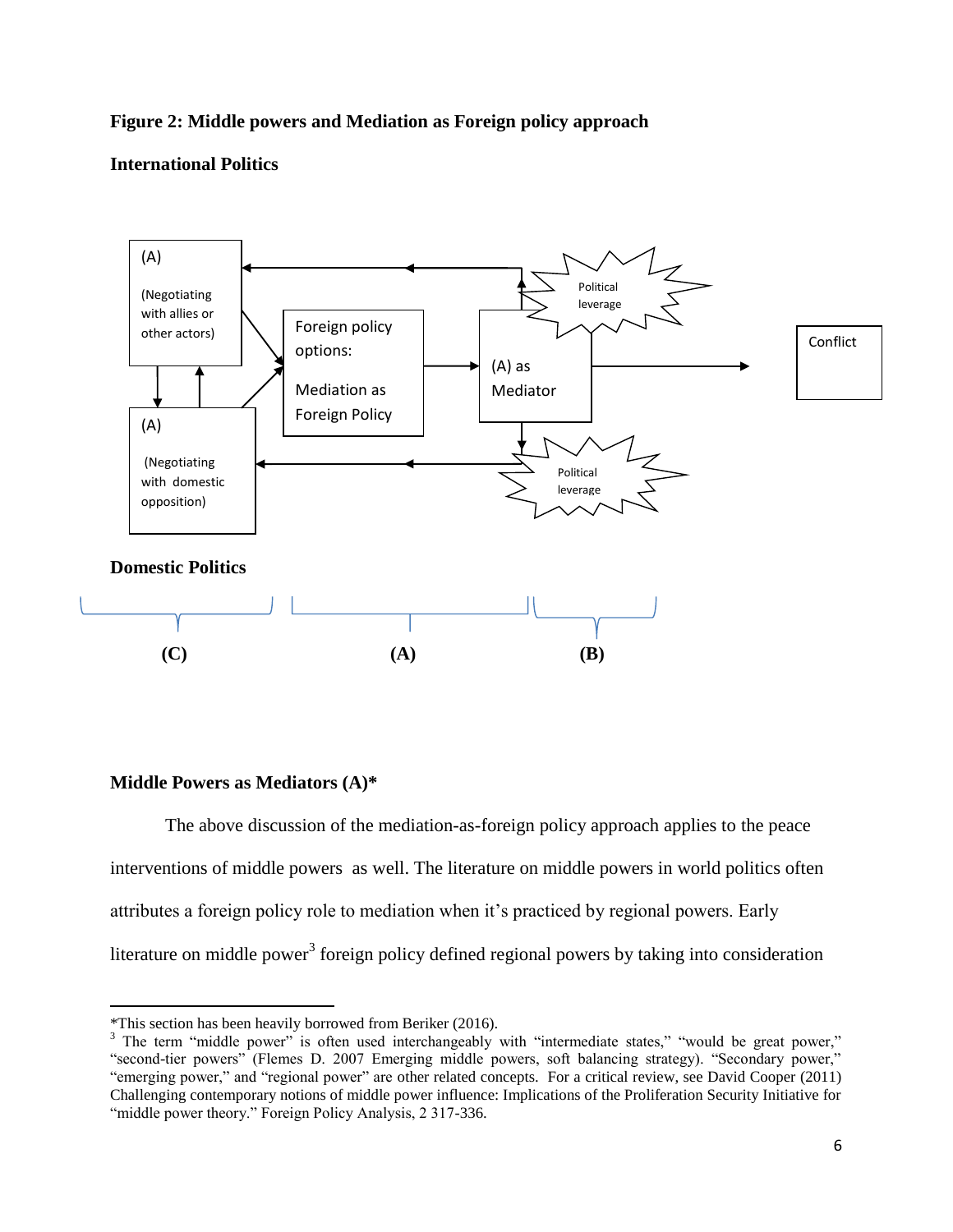**Figure 2: Middle powers and Mediation as Foreign policy approach**

**International Politics**

(A)

(Negotiating with allies or other actors)

Foreign policy options:

Mediation as Foreign Policy

(A) as Mediator

Political leverage

Conflict

(A)

(Negotiating with domestic opposition)

Political leverage

**Domestic Politics**

**(C)** **(A)** **(B)**

**Middle Powers as Mediators (A)***

The above discussion of the mediation-as-foreign policy approach applies to the peace interventions of middle powers as well. The literature on middle powers in world politics often attributes a foreign policy role to mediation when it's practiced by regional powers. Early literature on middle power[3] foreign policy defined regional powers by taking into consideration

---

*This section has been heavily borrowed from Beriker (2016).

[3] The term "middle power" is often used interchangeably with "intermediate states," "would be great power," "second-tier powers" (Flemes D. 2007 Emerging middle powers, soft balancing strategy). "Secondary power," "emerging power," and "regional power" are other related concepts. For a critical review, see David Cooper (2011) Challenging contemporary notions of middle power influence: Implications of the Proliferation Security Initiative for "middle power theory." Foreign Policy Analysis, 2 317-336.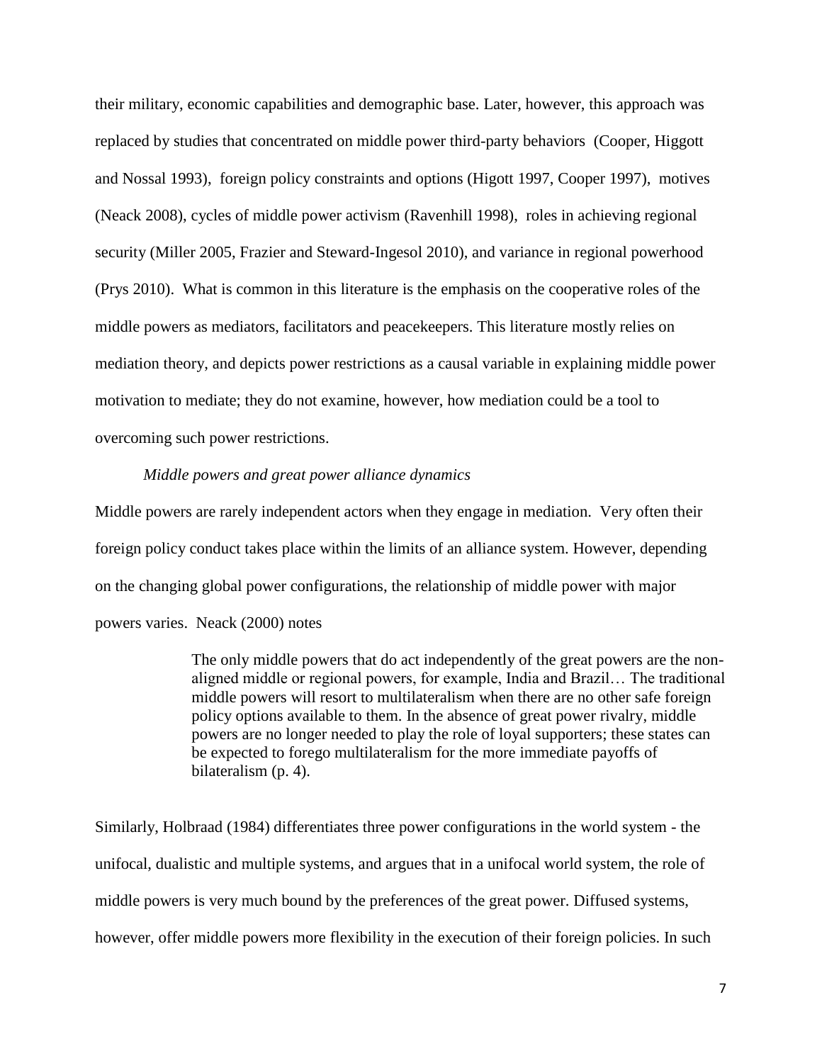their military, economic capabilities and demographic base. Later, however, this approach was replaced by studies that concentrated on middle power third-party behaviors (Cooper, Higgott and Nossal 1993), foreign policy constraints and options (Higott 1997, Cooper 1997), motives (Neack 2008), cycles of middle power activism (Ravenhill 1998), roles in achieving regional security (Miller 2005, Frazier and Steward-Ingesol 2010), and variance in regional powerhood (Prys 2010). What is common in this literature is the emphasis on the cooperative roles of the middle powers as mediators, facilitators and peacekeepers. This literature mostly relies on mediation theory, and depicts power restrictions as a causal variable in explaining middle power motivation to mediate; they do not examine, however, how mediation could be a tool to overcoming such power restrictions.

*Middle powers and great power alliance dynamics*

Middle powers are rarely independent actors when they engage in mediation. Very often their foreign policy conduct takes place within the limits of an alliance system. However, depending on the changing global power configurations, the relationship of middle power with major powers varies. Neack (2000) notes

> The only middle powers that do act independently of the great powers are the non-aligned middle or regional powers, for example, India and Brazil… The traditional middle powers will resort to multilateralism when there are no other safe foreign policy options available to them. In the absence of great power rivalry, middle powers are no longer needed to play the role of loyal supporters; these states can be expected to forego multilateralism for the more immediate payoffs of bilateralism (p. 4).

Similarly, Holbraad (1984) differentiates three power configurations in the world system - the unifocal, dualistic and multiple systems, and argues that in a unifocal world system, the role of middle powers is very much bound by the preferences of the great power. Diffused systems, however, offer middle powers more flexibility in the execution of their foreign policies. In such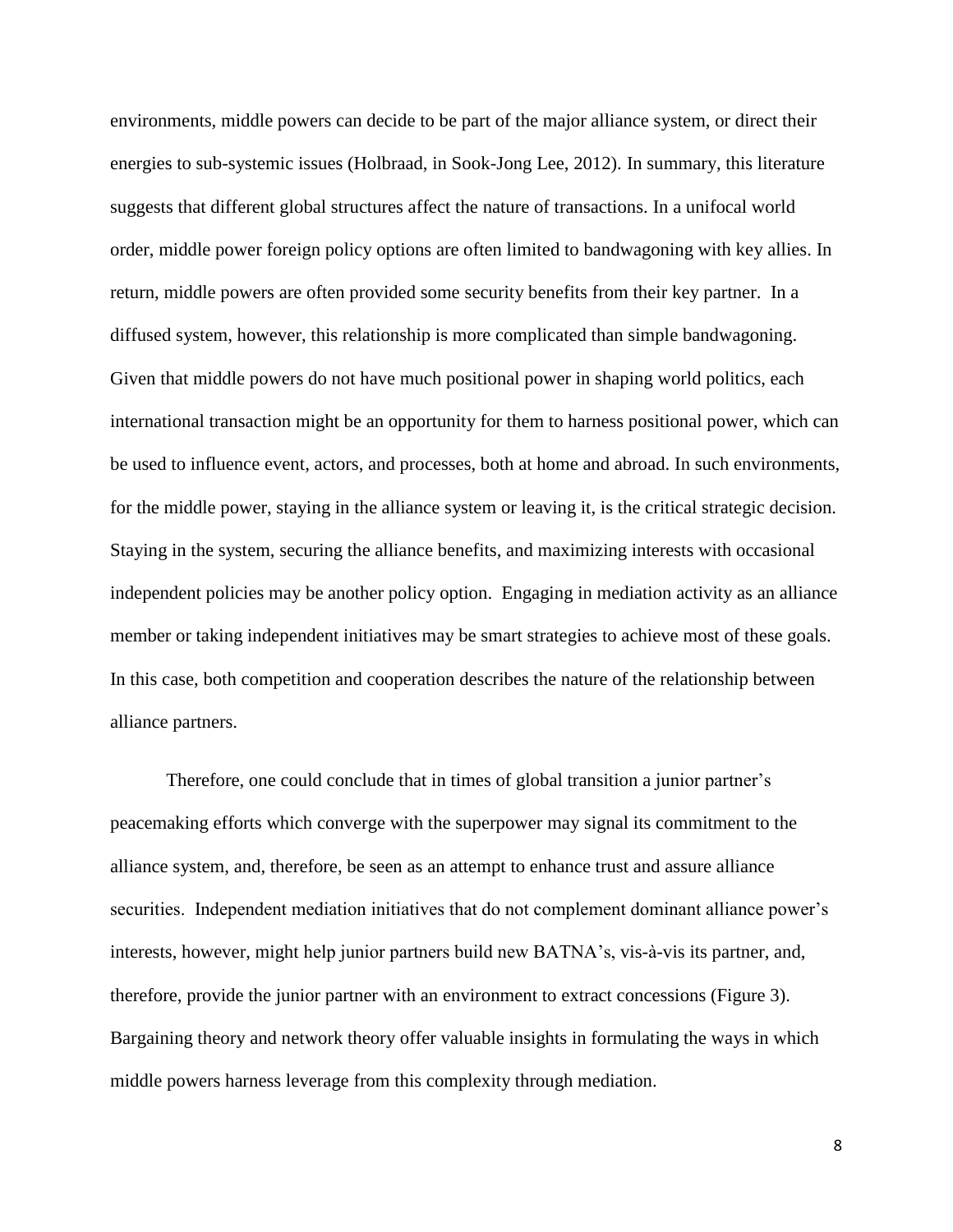environments, middle powers can decide to be part of the major alliance system, or direct their energies to sub-systemic issues (Holbraad, in Sook-Jong Lee, 2012). In summary, this literature suggests that different global structures affect the nature of transactions. In a unifocal world order, middle power foreign policy options are often limited to bandwagoning with key allies. In return, middle powers are often provided some security benefits from their key partner. In a diffused system, however, this relationship is more complicated than simple bandwagoning. Given that middle powers do not have much positional power in shaping world politics, each international transaction might be an opportunity for them to harness positional power, which can be used to influence event, actors, and processes, both at home and abroad. In such environments, for the middle power, staying in the alliance system or leaving it, is the critical strategic decision. Staying in the system, securing the alliance benefits, and maximizing interests with occasional independent policies may be another policy option. Engaging in mediation activity as an alliance member or taking independent initiatives may be smart strategies to achieve most of these goals. In this case, both competition and cooperation describes the nature of the relationship between alliance partners.

Therefore, one could conclude that in times of global transition a junior partner's peacemaking efforts which converge with the superpower may signal its commitment to the alliance system, and, therefore, be seen as an attempt to enhance trust and assure alliance securities. Independent mediation initiatives that do not complement dominant alliance power's interests, however, might help junior partners build new BATNA's, vis-à-vis its partner, and, therefore, provide the junior partner with an environment to extract concessions (Figure 3). Bargaining theory and network theory offer valuable insights in formulating the ways in which middle powers harness leverage from this complexity through mediation.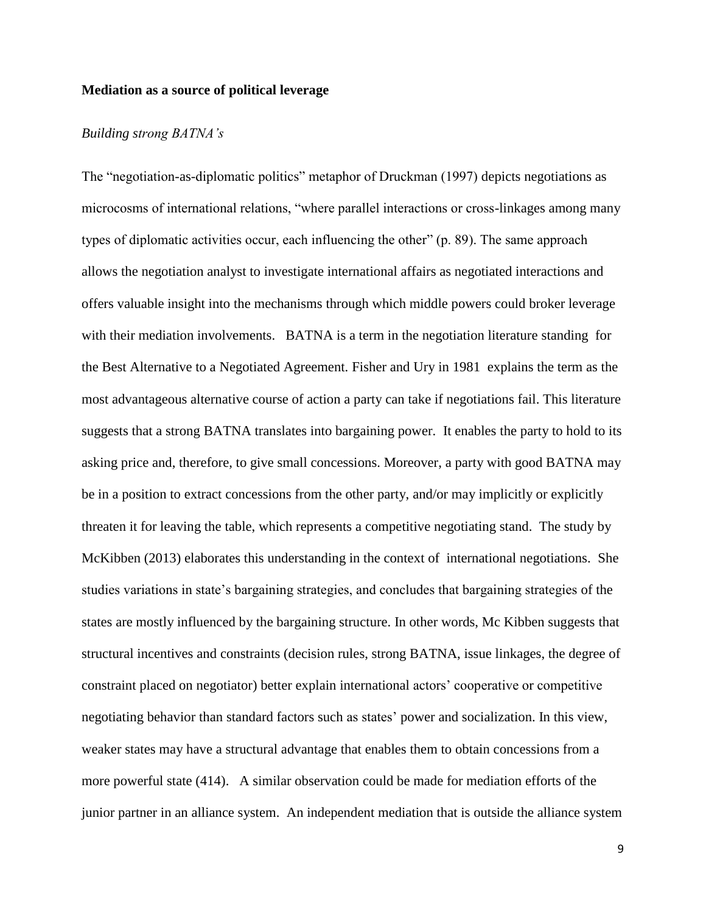**Mediation as a source of political leverage**

*Building strong BATNA's*

The "negotiation-as-diplomatic politics" metaphor of Druckman (1997) depicts negotiations as microcosms of international relations, "where parallel interactions or cross-linkages among many types of diplomatic activities occur, each influencing the other" (p. 89). The same approach allows the negotiation analyst to investigate international affairs as negotiated interactions and offers valuable insight into the mechanisms through which middle powers could broker leverage with their mediation involvements. BATNA is a term in the negotiation literature standing for the Best Alternative to a Negotiated Agreement. Fisher and Ury in 1981 explains the term as the most advantageous alternative course of action a party can take if negotiations fail. This literature suggests that a strong BATNA translates into bargaining power. It enables the party to hold to its asking price and, therefore, to give small concessions. Moreover, a party with good BATNA may be in a position to extract concessions from the other party, and/or may implicitly or explicitly threaten it for leaving the table, which represents a competitive negotiating stand. The study by McKibben (2013) elaborates this understanding in the context of international negotiations. She studies variations in state's bargaining strategies, and concludes that bargaining strategies of the states are mostly influenced by the bargaining structure. In other words, Mc Kibben suggests that structural incentives and constraints (decision rules, strong BATNA, issue linkages, the degree of constraint placed on negotiator) better explain international actors' cooperative or competitive negotiating behavior than standard factors such as states' power and socialization. In this view, weaker states may have a structural advantage that enables them to obtain concessions from a more powerful state (414). A similar observation could be made for mediation efforts of the junior partner in an alliance system. An independent mediation that is outside the alliance system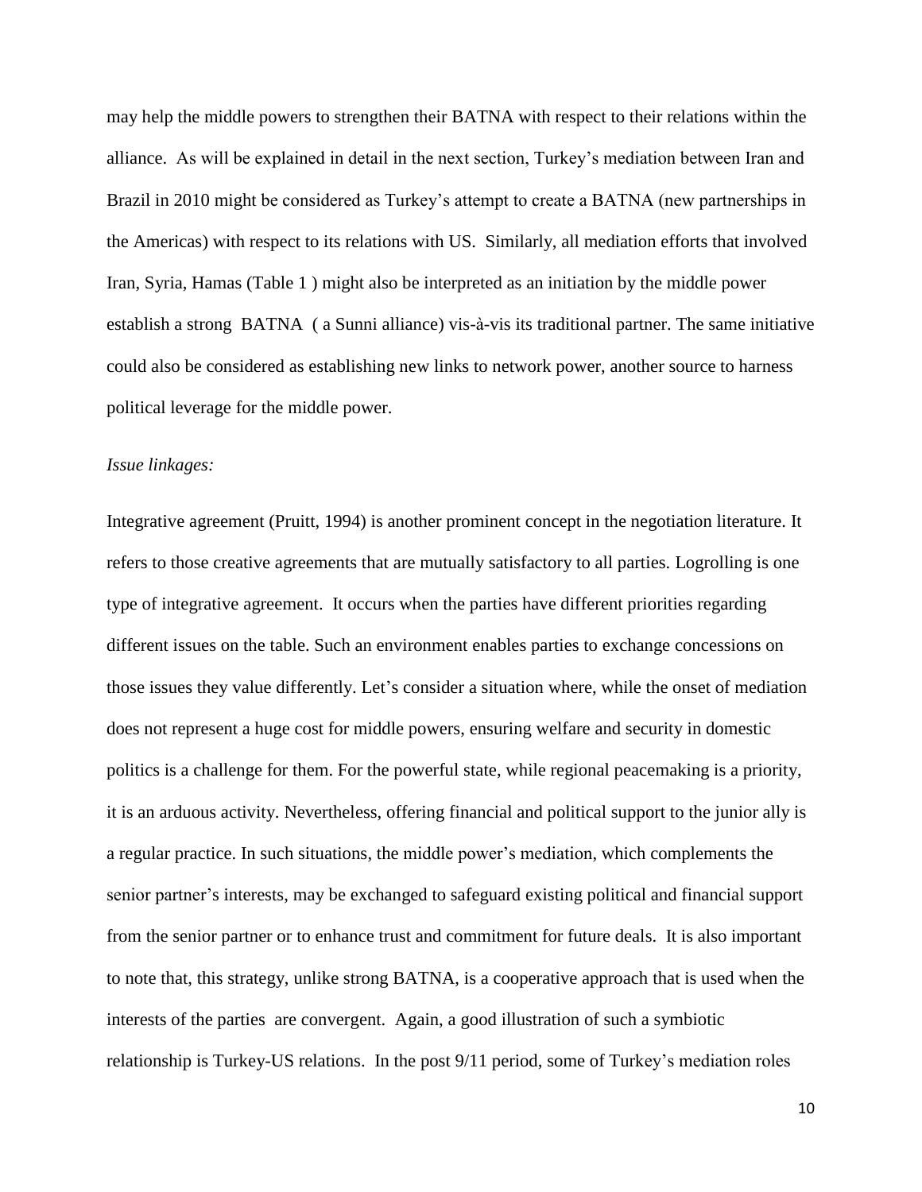may help the middle powers to strengthen their BATNA with respect to their relations within the alliance. As will be explained in detail in the next section, Turkey's mediation between Iran and Brazil in 2010 might be considered as Turkey's attempt to create a BATNA (new partnerships in the Americas) with respect to its relations with US. Similarly, all mediation efforts that involved Iran, Syria, Hamas (Table 1 ) might also be interpreted as an initiation by the middle power establish a strong BATNA ( a Sunni alliance) vis-à-vis its traditional partner. The same initiative could also be considered as establishing new links to network power, another source to harness political leverage for the middle power.

*Issue linkages:*

Integrative agreement (Pruitt, 1994) is another prominent concept in the negotiation literature. It refers to those creative agreements that are mutually satisfactory to all parties. Logrolling is one type of integrative agreement. It occurs when the parties have different priorities regarding different issues on the table. Such an environment enables parties to exchange concessions on those issues they value differently. Let's consider a situation where, while the onset of mediation does not represent a huge cost for middle powers, ensuring welfare and security in domestic politics is a challenge for them. For the powerful state, while regional peacemaking is a priority, it is an arduous activity. Nevertheless, offering financial and political support to the junior ally is a regular practice. In such situations, the middle power's mediation, which complements the senior partner's interests, may be exchanged to safeguard existing political and financial support from the senior partner or to enhance trust and commitment for future deals. It is also important to note that, this strategy, unlike strong BATNA, is a cooperative approach that is used when the interests of the parties are convergent. Again, a good illustration of such a symbiotic relationship is Turkey-US relations. In the post 9/11 period, some of Turkey's mediation roles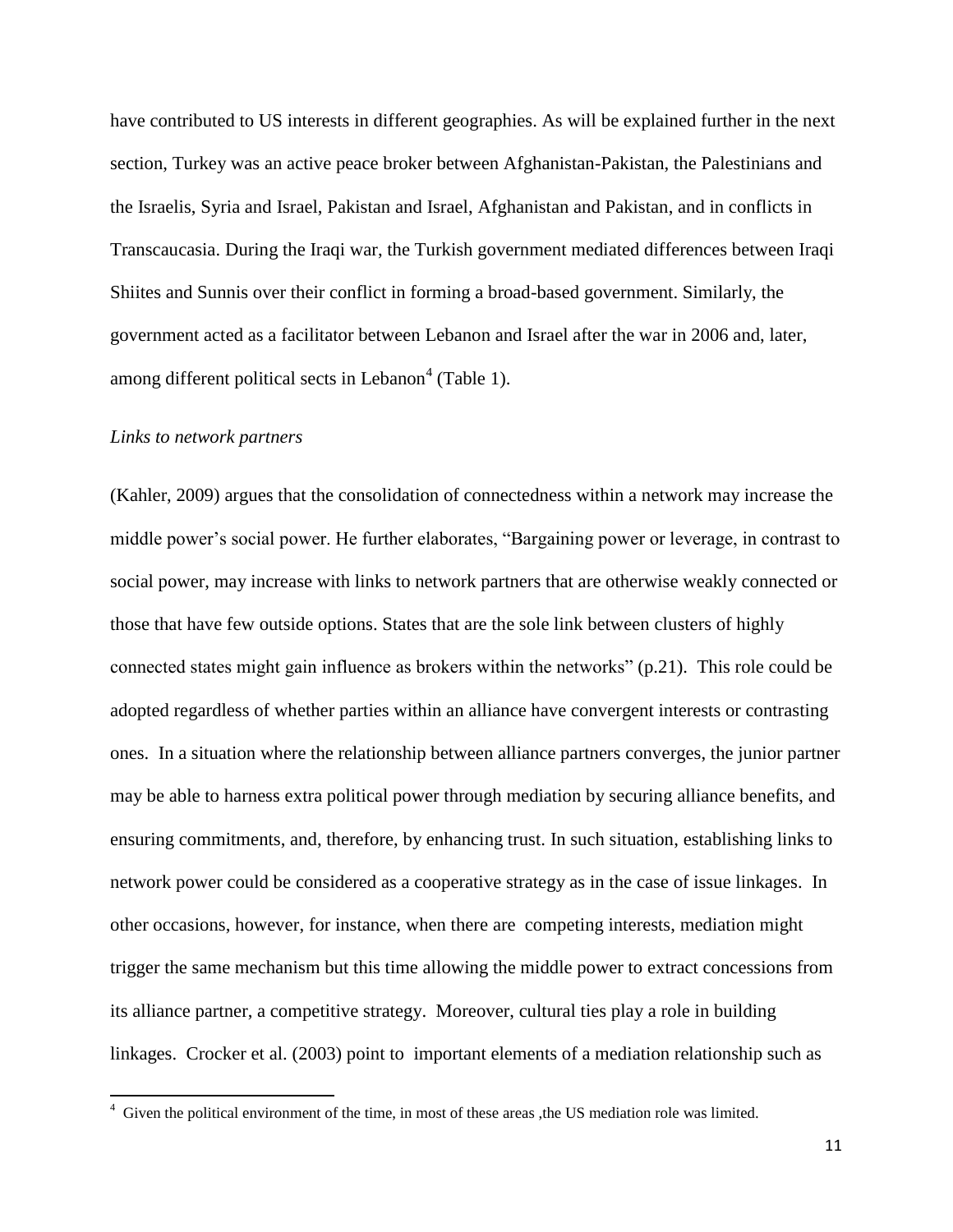have contributed to US interests in different geographies. As will be explained further in the next section, Turkey was an active peace broker between Afghanistan-Pakistan, the Palestinians and the Israelis, Syria and Israel, Pakistan and Israel, Afghanistan and Pakistan, and in conflicts in Transcaucasia. During the Iraqi war, the Turkish government mediated differences between Iraqi Shiites and Sunnis over their conflict in forming a broad-based government. Similarly, the government acted as a facilitator between Lebanon and Israel after the war in 2006 and, later, among different political sects in Lebanon[4] (Table 1).

*Links to network partners*

(Kahler, 2009) argues that the consolidation of connectedness within a network may increase the middle power's social power. He further elaborates, "Bargaining power or leverage, in contrast to social power, may increase with links to network partners that are otherwise weakly connected or those that have few outside options. States that are the sole link between clusters of highly connected states might gain influence as brokers within the networks" (p.21). This role could be adopted regardless of whether parties within an alliance have convergent interests or contrasting ones. In a situation where the relationship between alliance partners converges, the junior partner may be able to harness extra political power through mediation by securing alliance benefits, and ensuring commitments, and, therefore, by enhancing trust. In such situation, establishing links to network power could be considered as a cooperative strategy as in the case of issue linkages. In other occasions, however, for instance, when there are competing interests, mediation might trigger the same mechanism but this time allowing the middle power to extract concessions from its alliance partner, a competitive strategy. Moreover, cultural ties play a role in building linkages. Crocker et al. (2003) point to important elements of a mediation relationship such as

[4] Given the political environment of the time, in most of these areas ,the US mediation role was limited.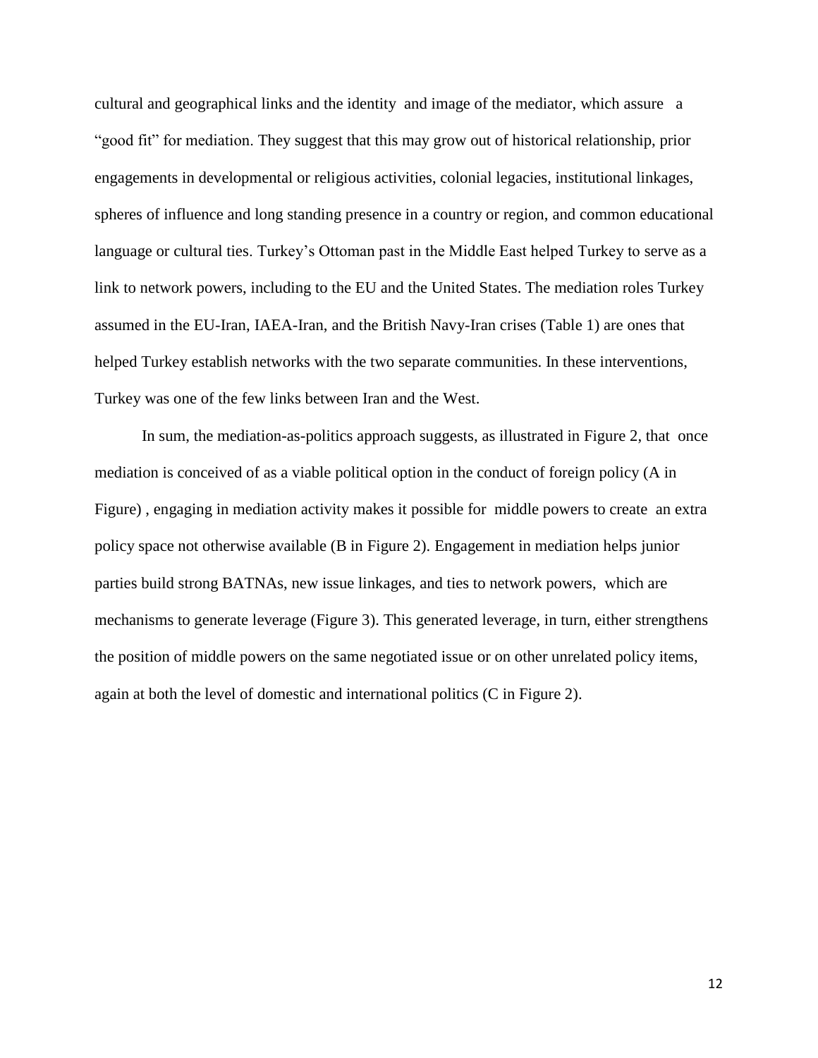cultural and geographical links and the identity and image of the mediator, which assure a "good fit" for mediation. They suggest that this may grow out of historical relationship, prior engagements in developmental or religious activities, colonial legacies, institutional linkages, spheres of influence and long standing presence in a country or region, and common educational language or cultural ties. Turkey's Ottoman past in the Middle East helped Turkey to serve as a link to network powers, including to the EU and the United States. The mediation roles Turkey assumed in the EU-Iran, IAEA-Iran, and the British Navy-Iran crises (Table 1) are ones that helped Turkey establish networks with the two separate communities. In these interventions, Turkey was one of the few links between Iran and the West.

In sum, the mediation-as-politics approach suggests, as illustrated in Figure 2, that once mediation is conceived of as a viable political option in the conduct of foreign policy (A in Figure) , engaging in mediation activity makes it possible for middle powers to create an extra policy space not otherwise available (B in Figure 2). Engagement in mediation helps junior parties build strong BATNAs, new issue linkages, and ties to network powers, which are mechanisms to generate leverage (Figure 3). This generated leverage, in turn, either strengthens the position of middle powers on the same negotiated issue or on other unrelated policy items, again at both the level of domestic and international politics (C in Figure 2).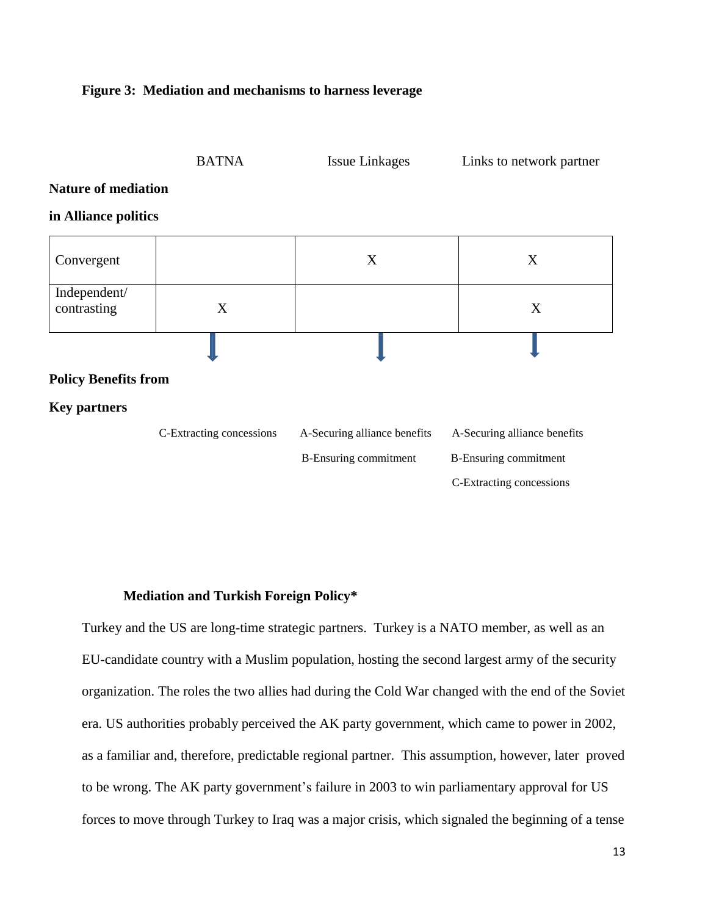**Figure 3: Mediation and mechanisms to harness leverage**

| Nature of mediation in Alliance politics | BATNA | Issue Linkages | Links to network partner |
|---|---|---|---|
| Convergent | | X | X |
| Independent/ contrasting | X | | X |
| **Policy Benefits from Key partners** | C-Extracting concessions | A-Securing alliance benefits<br>B-Ensuring commitment | A-Securing alliance benefits<br>B-Ensuring commitment<br>C-Extracting concessions |

### Mediation and Turkish Foreign Policy*

Turkey and the US are long-time strategic partners. Turkey is a NATO member, as well as an EU-candidate country with a Muslim population, hosting the second largest army of the security organization. The roles the two allies had during the Cold War changed with the end of the Soviet era. US authorities probably perceived the AK party government, which came to power in 2002, as a familiar and, therefore, predictable regional partner. This assumption, however, later proved to be wrong. The AK party government's failure in 2003 to win parliamentary approval for US forces to move through Turkey to Iraq was a major crisis, which signaled the beginning of a tense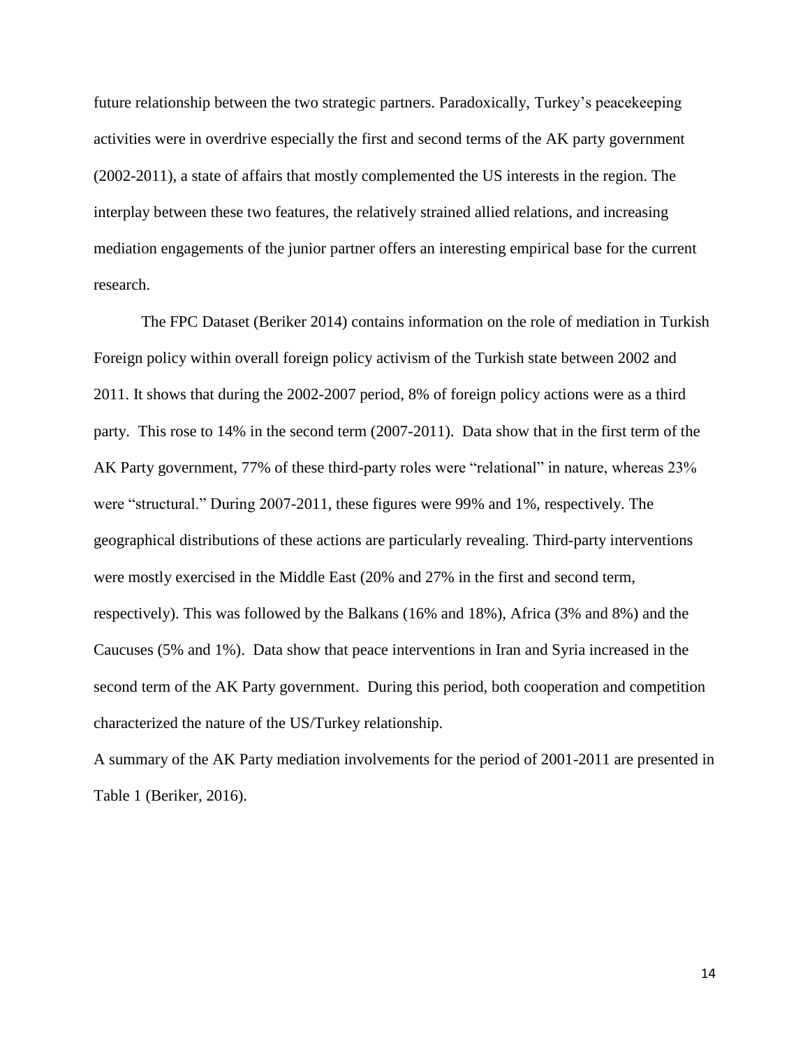future relationship between the two strategic partners. Paradoxically, Turkey's peacekeeping activities were in overdrive especially the first and second terms of the AK party government (2002-2011), a state of affairs that mostly complemented the US interests in the region. The interplay between these two features, the relatively strained allied relations, and increasing mediation engagements of the junior partner offers an interesting empirical base for the current research.

The FPC Dataset (Beriker 2014) contains information on the role of mediation in Turkish Foreign policy within overall foreign policy activism of the Turkish state between 2002 and 2011. It shows that during the 2002-2007 period, 8% of foreign policy actions were as a third party. This rose to 14% in the second term (2007-2011). Data show that in the first term of the AK Party government, 77% of these third-party roles were "relational" in nature, whereas 23% were "structural." During 2007-2011, these figures were 99% and 1%, respectively. The geographical distributions of these actions are particularly revealing. Third-party interventions were mostly exercised in the Middle East (20% and 27% in the first and second term, respectively). This was followed by the Balkans (16% and 18%), Africa (3% and 8%) and the Caucuses (5% and 1%). Data show that peace interventions in Iran and Syria increased in the second term of the AK Party government. During this period, both cooperation and competition characterized the nature of the US/Turkey relationship.

A summary of the AK Party mediation involvements for the period of 2001-2011 are presented in Table 1 (Beriker, 2016).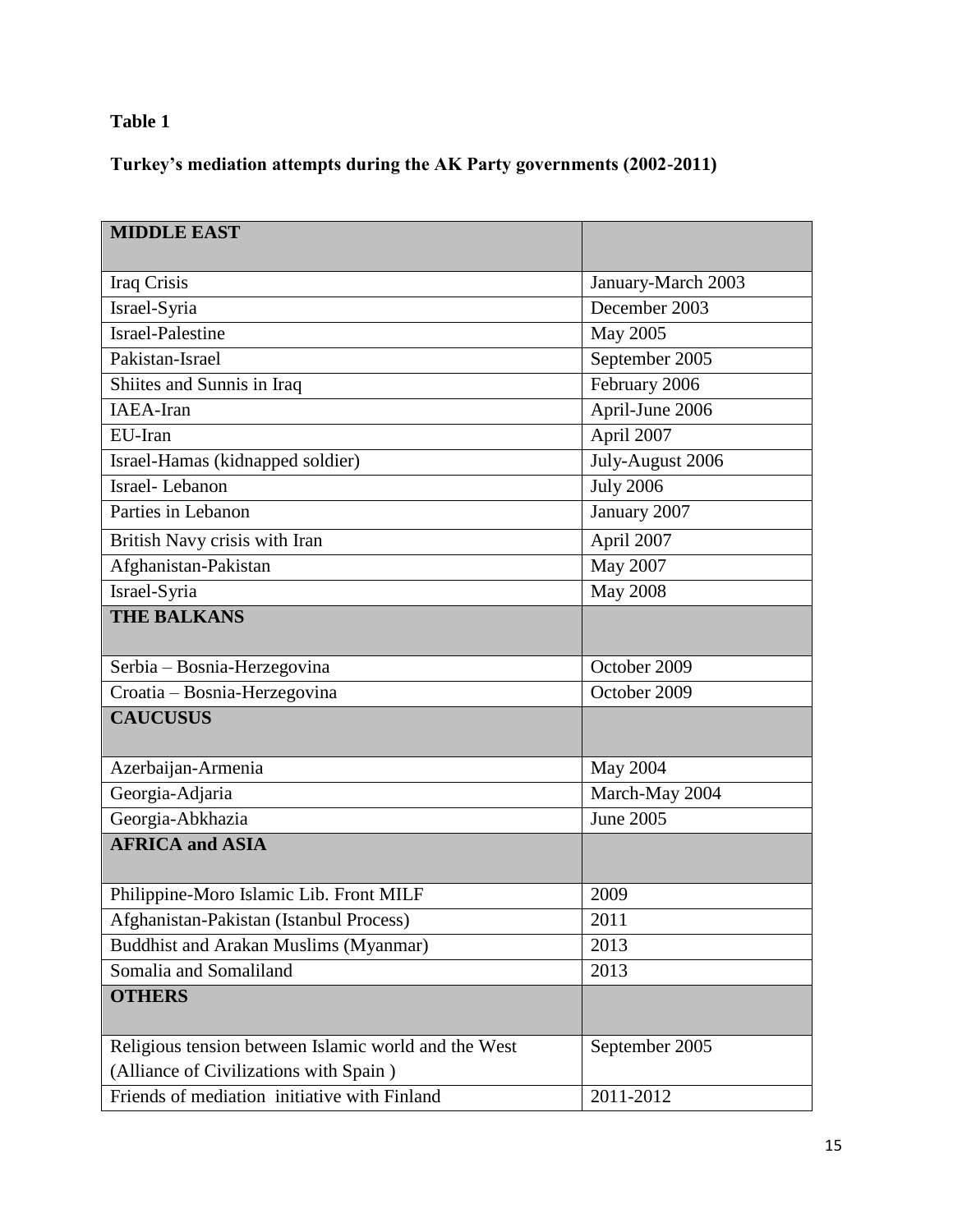**Table 1**

**Turkey's mediation attempts during the AK Party governments (2002-2011)**

| **MIDDLE EAST** | |
|---|---|
| Iraq Crisis | January-March 2003 |
| Israel-Syria | December 2003 |
| Israel-Palestine | May 2005 |
| Pakistan-Israel | September 2005 |
| Shiites and Sunnis in Iraq | February 2006 |
| IAEA-Iran | April-June 2006 |
| EU-Iran | April 2007 |
| Israel-Hamas (kidnapped soldier) | July-August 2006 |
| Israel- Lebanon | July 2006 |
| Parties in Lebanon | January 2007 |
| British Navy crisis with Iran | April 2007 |
| Afghanistan-Pakistan | May 2007 |
| Israel-Syria | May 2008 |
| **THE BALKANS** | |
| Serbia – Bosnia-Herzegovina | October 2009 |
| Croatia – Bosnia-Herzegovina | October 2009 |
| **CAUCUSUS** | |
| Azerbaijan-Armenia | May 2004 |
| Georgia-Adjaria | March-May 2004 |
| Georgia-Abkhazia | June 2005 |
| **AFRICA and ASIA** | |
| Philippine-Moro Islamic Lib. Front MILF | 2009 |
| Afghanistan-Pakistan (Istanbul Process) | 2011 |
| Buddhist and Arakan Muslims (Myanmar) | 2013 |
| Somalia and Somaliland | 2013 |
| **OTHERS** | |
| Religious tension between Islamic world and the West (Alliance of Civilizations with Spain ) | September 2005 |
| Friends of mediation initiative with Finland | 2011-2012 |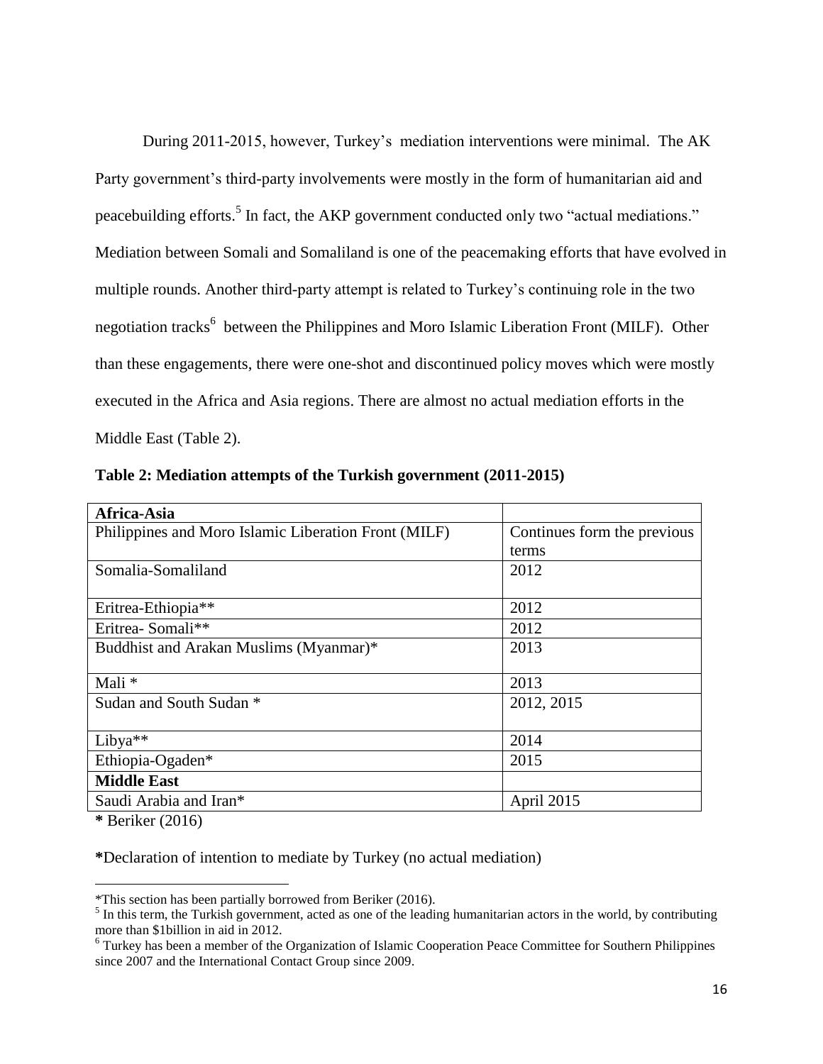During 2011-2015, however, Turkey's mediation interventions were minimal. The AK Party government's third-party involvements were mostly in the form of humanitarian aid and peacebuilding efforts.[5] In fact, the AKP government conducted only two "actual mediations." Mediation between Somali and Somaliland is one of the peacemaking efforts that have evolved in multiple rounds. Another third-party attempt is related to Turkey's continuing role in the two negotiation tracks[6] between the Philippines and Moro Islamic Liberation Front (MILF). Other than these engagements, there were one-shot and discontinued policy moves which were mostly executed in the Africa and Asia regions. There are almost no actual mediation efforts in the Middle East (Table 2).

**Table 2: Mediation attempts of the Turkish government (2011-2015)**

| **Africa-Asia** | |
|---|---|
| Philippines and Moro Islamic Liberation Front (MILF) | Continues form the previous terms |
| Somalia-Somaliland | 2012 |
| Eritrea-Ethiopia** | 2012 |
| Eritrea- Somali** | 2012 |
| Buddhist and Arakan Muslims (Myanmar)* | 2013 |
| Mali * | 2013 |
| Sudan and South Sudan * | 2012, 2015 |
| Libya** | 2014 |
| Ethiopia-Ogaden* | 2015 |
| **Middle East** | |
| Saudi Arabia and Iran* | April 2015 |

**\*** Beriker (2016)

**\***Declaration of intention to mediate by Turkey (no actual mediation)

---

*This section has been partially borrowed from Beriker (2016).

[5] In this term, the Turkish government, acted as one of the leading humanitarian actors in the world, by contributing more than $1billion in aid in 2012.

[6] Turkey has been a member of the Organization of Islamic Cooperation Peace Committee for Southern Philippines since 2007 and the International Contact Group since 2009.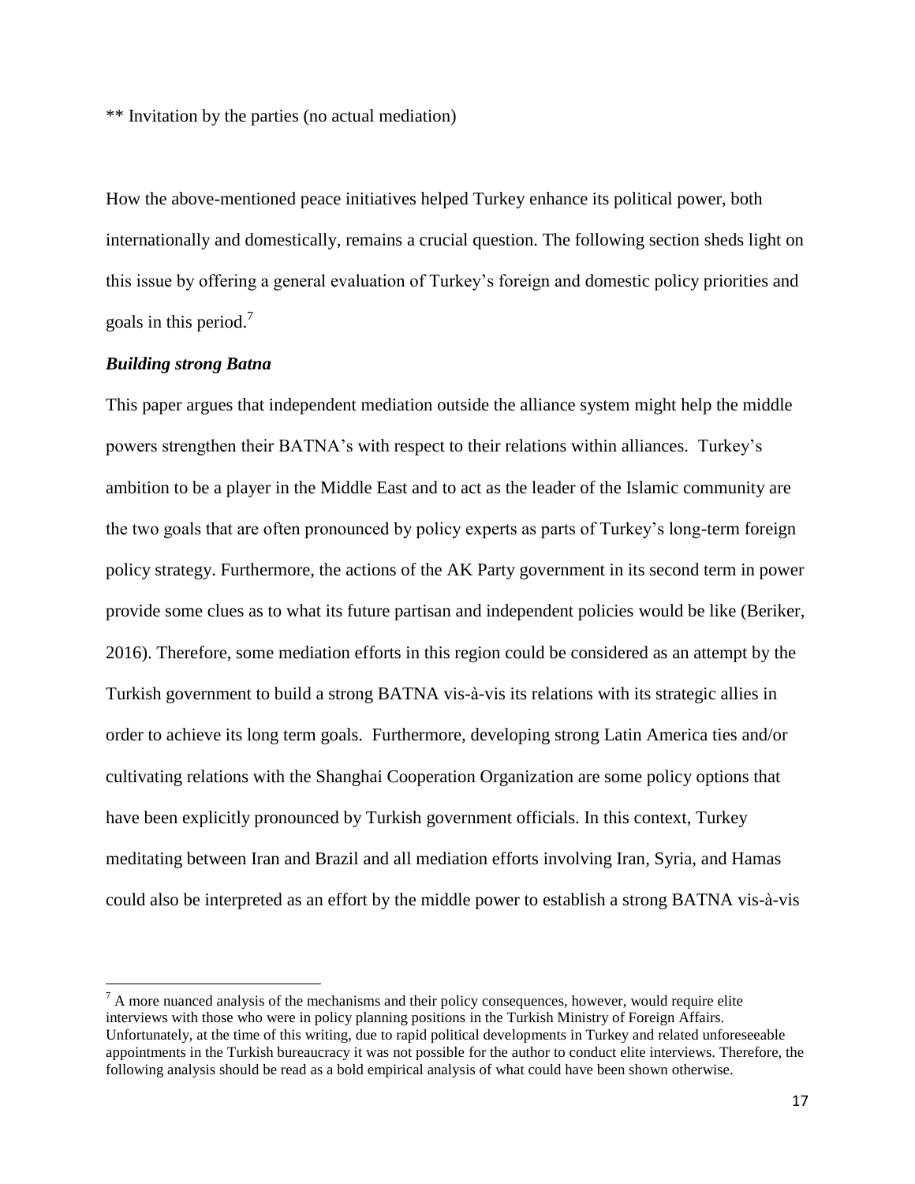** Invitation by the parties (no actual mediation)

How the above-mentioned peace initiatives helped Turkey enhance its political power, both internationally and domestically, remains a crucial question. The following section sheds light on this issue by offering a general evaluation of Turkey's foreign and domestic policy priorities and goals in this period.[7]

### *Building strong Batna*

This paper argues that independent mediation outside the alliance system might help the middle powers strengthen their BATNA's with respect to their relations within alliances. Turkey's ambition to be a player in the Middle East and to act as the leader of the Islamic community are the two goals that are often pronounced by policy experts as parts of Turkey's long-term foreign policy strategy. Furthermore, the actions of the AK Party government in its second term in power provide some clues as to what its future partisan and independent policies would be like (Beriker, 2016). Therefore, some mediation efforts in this region could be considered as an attempt by the Turkish government to build a strong BATNA vis-à-vis its relations with its strategic allies in order to achieve its long term goals. Furthermore, developing strong Latin America ties and/or cultivating relations with the Shanghai Cooperation Organization are some policy options that have been explicitly pronounced by Turkish government officials. In this context, Turkey meditating between Iran and Brazil and all mediation efforts involving Iran, Syria, and Hamas could also be interpreted as an effort by the middle power to establish a strong BATNA vis-à-vis

[7] A more nuanced analysis of the mechanisms and their policy consequences, however, would require elite interviews with those who were in policy planning positions in the Turkish Ministry of Foreign Affairs. Unfortunately, at the time of this writing, due to rapid political developments in Turkey and related unforeseeable appointments in the Turkish bureaucracy it was not possible for the author to conduct elite interviews. Therefore, the following analysis should be read as a bold empirical analysis of what could have been shown otherwise.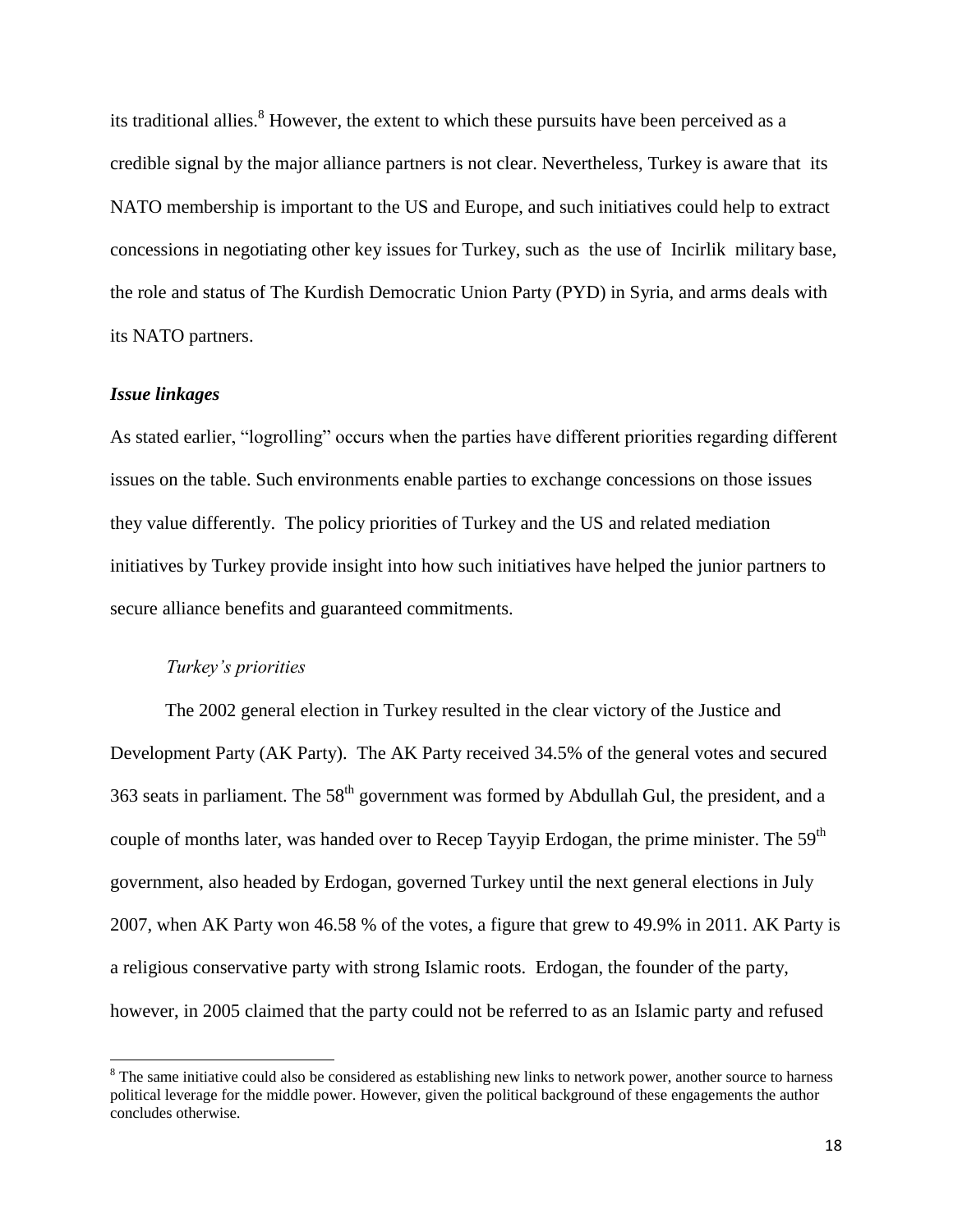its traditional allies.[8] However, the extent to which these pursuits have been perceived as a credible signal by the major alliance partners is not clear. Nevertheless, Turkey is aware that its NATO membership is important to the US and Europe, and such initiatives could help to extract concessions in negotiating other key issues for Turkey, such as the use of Incirlik military base, the role and status of The Kurdish Democratic Union Party (PYD) in Syria, and arms deals with its NATO partners.

***Issue linkages***

As stated earlier, "logrolling" occurs when the parties have different priorities regarding different issues on the table. Such environments enable parties to exchange concessions on those issues they value differently. The policy priorities of Turkey and the US and related mediation initiatives by Turkey provide insight into how such initiatives have helped the junior partners to secure alliance benefits and guaranteed commitments.

*Turkey's priorities*

The 2002 general election in Turkey resulted in the clear victory of the Justice and Development Party (AK Party). The AK Party received 34.5% of the general votes and secured 363 seats in parliament. The 58th government was formed by Abdullah Gul, the president, and a couple of months later, was handed over to Recep Tayyip Erdogan, the prime minister. The 59th government, also headed by Erdogan, governed Turkey until the next general elections in July 2007, when AK Party won 46.58 % of the votes, a figure that grew to 49.9% in 2011. AK Party is a religious conservative party with strong Islamic roots. Erdogan, the founder of the party, however, in 2005 claimed that the party could not be referred to as an Islamic party and refused

[8] The same initiative could also be considered as establishing new links to network power, another source to harness political leverage for the middle power. However, given the political background of these engagements the author concludes otherwise.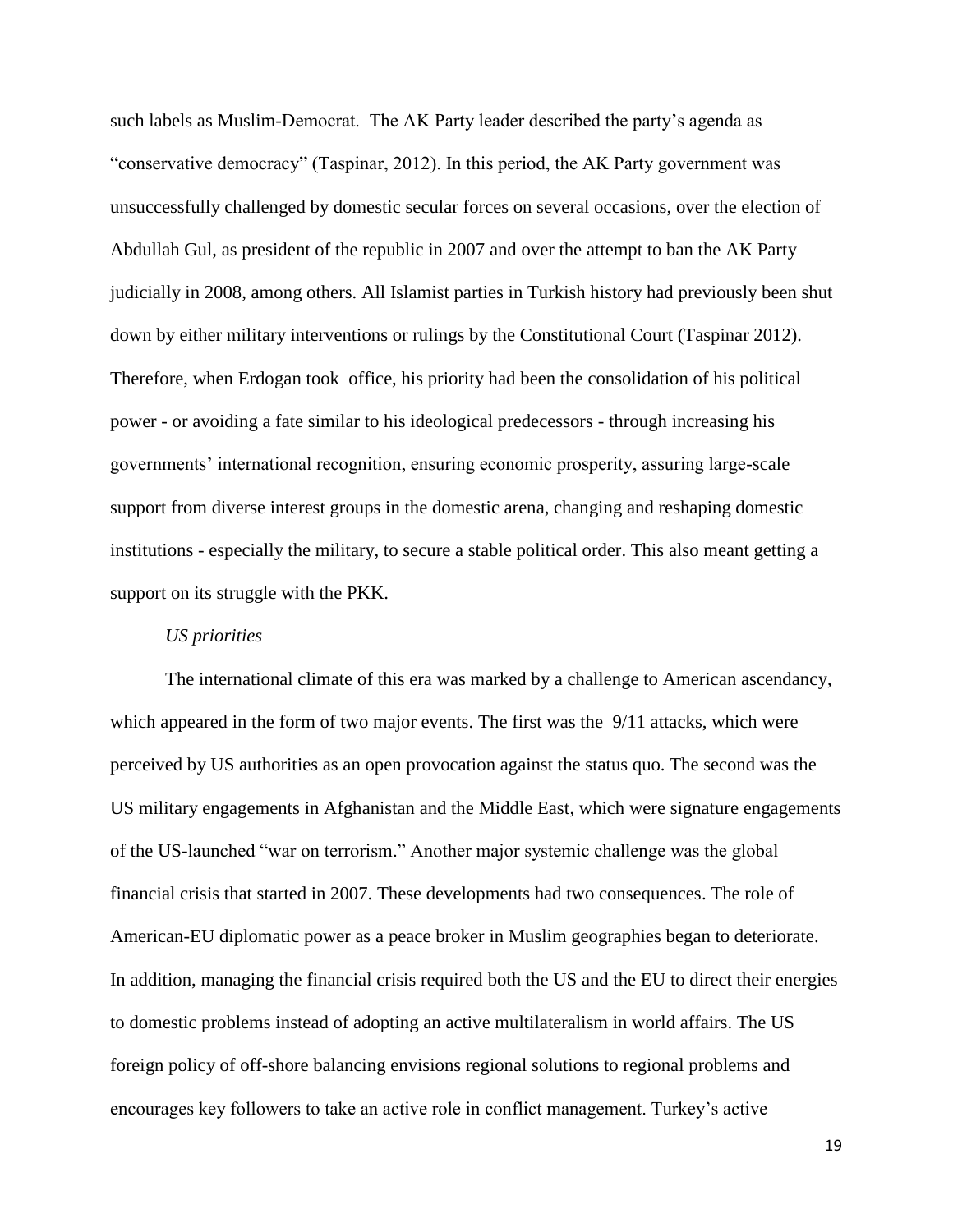such labels as Muslim-Democrat. The AK Party leader described the party's agenda as "conservative democracy" (Taspinar, 2012). In this period, the AK Party government was unsuccessfully challenged by domestic secular forces on several occasions, over the election of Abdullah Gul, as president of the republic in 2007 and over the attempt to ban the AK Party judicially in 2008, among others. All Islamist parties in Turkish history had previously been shut down by either military interventions or rulings by the Constitutional Court (Taspinar 2012). Therefore, when Erdogan took office, his priority had been the consolidation of his political power - or avoiding a fate similar to his ideological predecessors - through increasing his governments' international recognition, ensuring economic prosperity, assuring large-scale support from diverse interest groups in the domestic arena, changing and reshaping domestic institutions - especially the military, to secure a stable political order. This also meant getting a support on its struggle with the PKK.

*US priorities*

The international climate of this era was marked by a challenge to American ascendancy, which appeared in the form of two major events. The first was the 9/11 attacks, which were perceived by US authorities as an open provocation against the status quo. The second was the US military engagements in Afghanistan and the Middle East, which were signature engagements of the US-launched "war on terrorism." Another major systemic challenge was the global financial crisis that started in 2007. These developments had two consequences. The role of American-EU diplomatic power as a peace broker in Muslim geographies began to deteriorate. In addition, managing the financial crisis required both the US and the EU to direct their energies to domestic problems instead of adopting an active multilateralism in world affairs. The US foreign policy of off-shore balancing envisions regional solutions to regional problems and encourages key followers to take an active role in conflict management. Turkey's active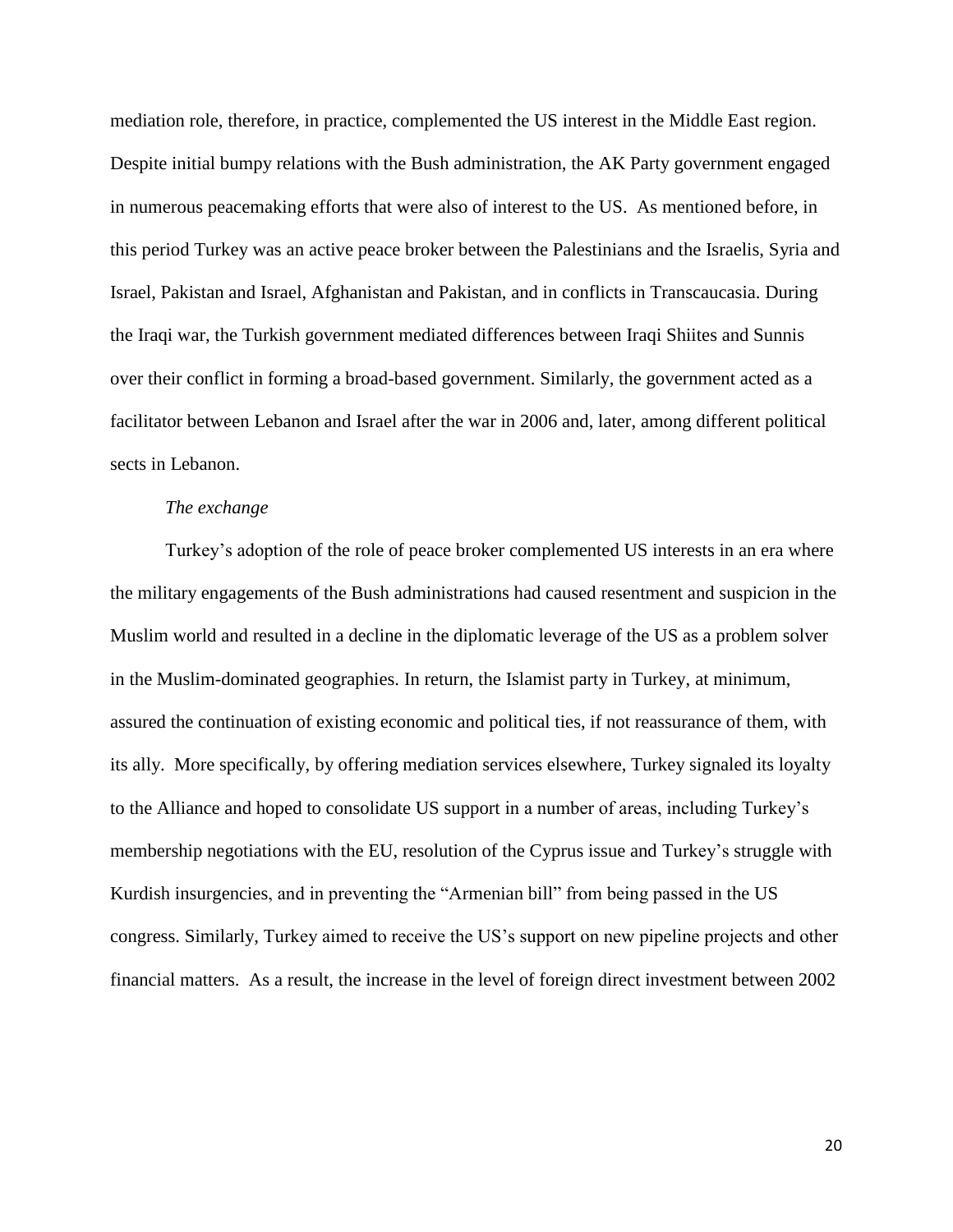mediation role, therefore, in practice, complemented the US interest in the Middle East region. Despite initial bumpy relations with the Bush administration, the AK Party government engaged in numerous peacemaking efforts that were also of interest to the US. As mentioned before, in this period Turkey was an active peace broker between the Palestinians and the Israelis, Syria and Israel, Pakistan and Israel, Afghanistan and Pakistan, and in conflicts in Transcaucasia. During the Iraqi war, the Turkish government mediated differences between Iraqi Shiites and Sunnis over their conflict in forming a broad-based government. Similarly, the government acted as a facilitator between Lebanon and Israel after the war in 2006 and, later, among different political sects in Lebanon.

*The exchange*

Turkey's adoption of the role of peace broker complemented US interests in an era where the military engagements of the Bush administrations had caused resentment and suspicion in the Muslim world and resulted in a decline in the diplomatic leverage of the US as a problem solver in the Muslim-dominated geographies. In return, the Islamist party in Turkey, at minimum, assured the continuation of existing economic and political ties, if not reassurance of them, with its ally. More specifically, by offering mediation services elsewhere, Turkey signaled its loyalty to the Alliance and hoped to consolidate US support in a number of areas, including Turkey's membership negotiations with the EU, resolution of the Cyprus issue and Turkey's struggle with Kurdish insurgencies, and in preventing the "Armenian bill" from being passed in the US congress. Similarly, Turkey aimed to receive the US's support on new pipeline projects and other financial matters. As a result, the increase in the level of foreign direct investment between 2002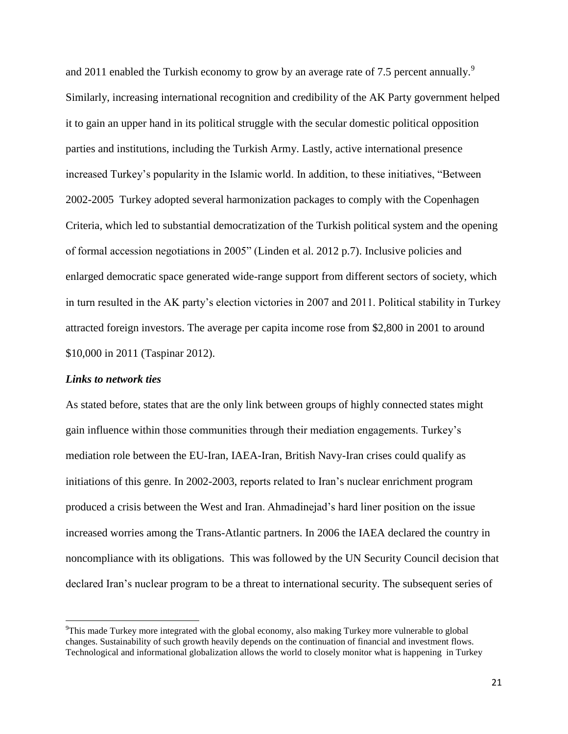and 2011 enabled the Turkish economy to grow by an average rate of 7.5 percent annually.[9] Similarly, increasing international recognition and credibility of the AK Party government helped it to gain an upper hand in its political struggle with the secular domestic political opposition parties and institutions, including the Turkish Army. Lastly, active international presence increased Turkey's popularity in the Islamic world. In addition, to these initiatives, "Between 2002-2005 Turkey adopted several harmonization packages to comply with the Copenhagen Criteria, which led to substantial democratization of the Turkish political system and the opening of formal accession negotiations in 2005" (Linden et al. 2012 p.7). Inclusive policies and enlarged democratic space generated wide-range support from different sectors of society, which in turn resulted in the AK party's election victories in 2007 and 2011. Political stability in Turkey attracted foreign investors. The average per capita income rose from $2,800 in 2001 to around $10,000 in 2011 (Taspinar 2012).

***Links to network ties***

As stated before, states that are the only link between groups of highly connected states might gain influence within those communities through their mediation engagements. Turkey's mediation role between the EU-Iran, IAEA-Iran, British Navy-Iran crises could qualify as initiations of this genre. In 2002-2003, reports related to Iran's nuclear enrichment program produced a crisis between the West and Iran. Ahmadinejad's hard liner position on the issue increased worries among the Trans-Atlantic partners. In 2006 the IAEA declared the country in noncompliance with its obligations. This was followed by the UN Security Council decision that declared Iran's nuclear program to be a threat to international security. The subsequent series of

---

[9] This made Turkey more integrated with the global economy, also making Turkey more vulnerable to global changes. Sustainability of such growth heavily depends on the continuation of financial and investment flows. Technological and informational globalization allows the world to closely monitor what is happening in Turkey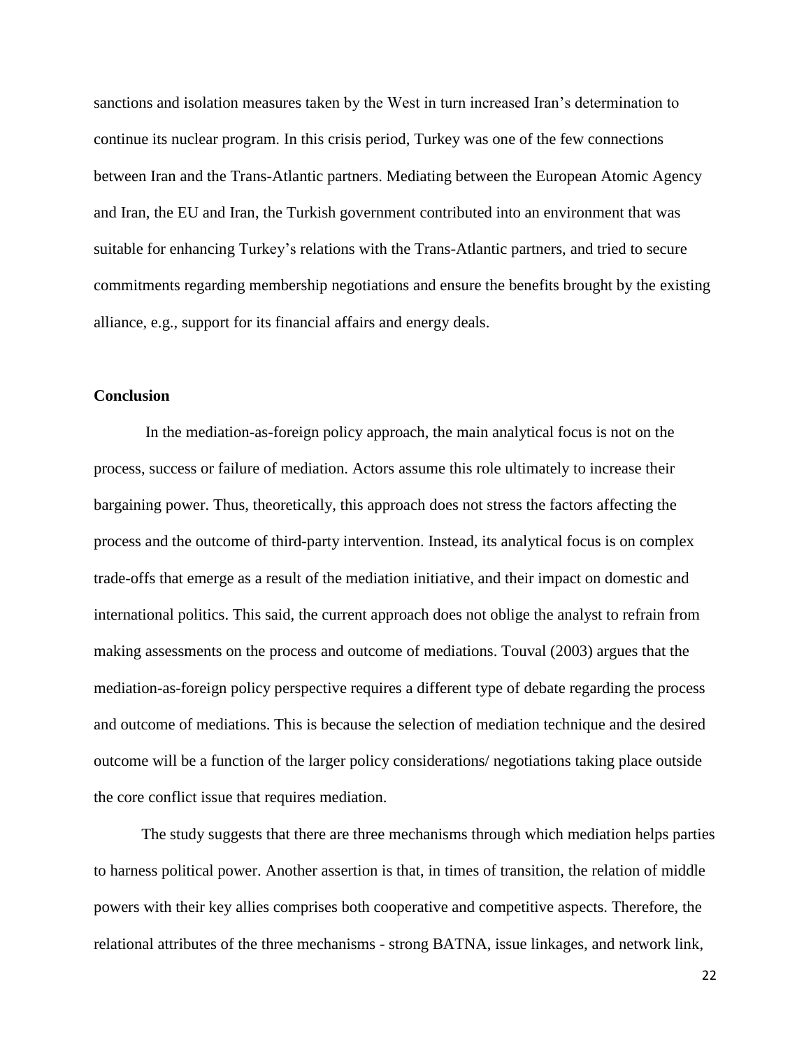sanctions and isolation measures taken by the West in turn increased Iran's determination to continue its nuclear program. In this crisis period, Turkey was one of the few connections between Iran and the Trans-Atlantic partners. Mediating between the European Atomic Agency and Iran, the EU and Iran, the Turkish government contributed into an environment that was suitable for enhancing Turkey's relations with the Trans-Atlantic partners, and tried to secure commitments regarding membership negotiations and ensure the benefits brought by the existing alliance, e.g., support for its financial affairs and energy deals.

## Conclusion

In the mediation-as-foreign policy approach, the main analytical focus is not on the process, success or failure of mediation. Actors assume this role ultimately to increase their bargaining power. Thus, theoretically, this approach does not stress the factors affecting the process and the outcome of third-party intervention. Instead, its analytical focus is on complex trade-offs that emerge as a result of the mediation initiative, and their impact on domestic and international politics. This said, the current approach does not oblige the analyst to refrain from making assessments on the process and outcome of mediations. Touval (2003) argues that the mediation-as-foreign policy perspective requires a different type of debate regarding the process and outcome of mediations. This is because the selection of mediation technique and the desired outcome will be a function of the larger policy considerations/ negotiations taking place outside the core conflict issue that requires mediation.

The study suggests that there are three mechanisms through which mediation helps parties to harness political power. Another assertion is that, in times of transition, the relation of middle powers with their key allies comprises both cooperative and competitive aspects. Therefore, the relational attributes of the three mechanisms - strong BATNA, issue linkages, and network link,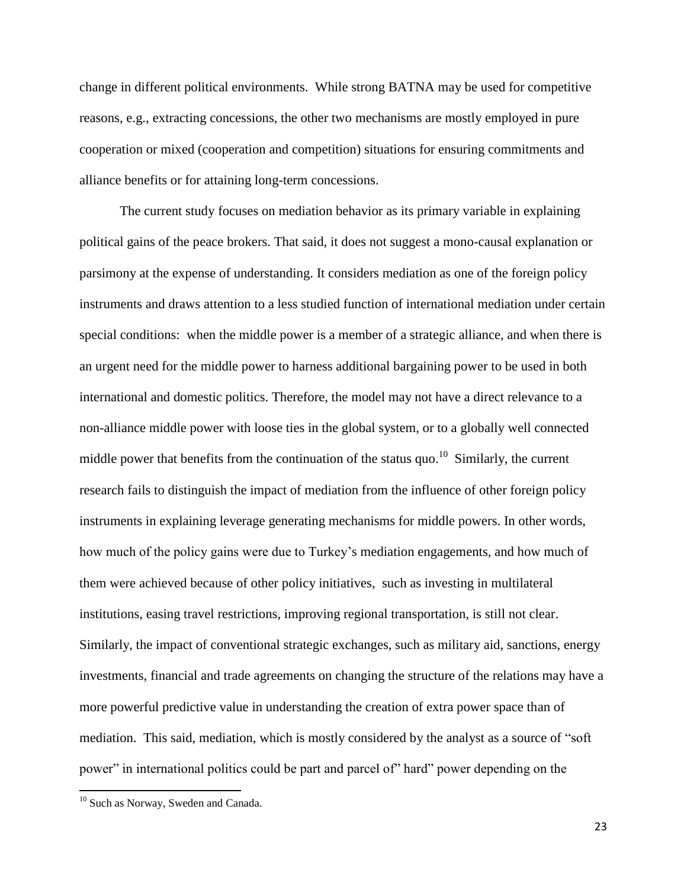change in different political environments. While strong BATNA may be used for competitive reasons, e.g., extracting concessions, the other two mechanisms are mostly employed in pure cooperation or mixed (cooperation and competition) situations for ensuring commitments and alliance benefits or for attaining long-term concessions.

The current study focuses on mediation behavior as its primary variable in explaining political gains of the peace brokers. That said, it does not suggest a mono-causal explanation or parsimony at the expense of understanding. It considers mediation as one of the foreign policy instruments and draws attention to a less studied function of international mediation under certain special conditions: when the middle power is a member of a strategic alliance, and when there is an urgent need for the middle power to harness additional bargaining power to be used in both international and domestic politics. Therefore, the model may not have a direct relevance to a non-alliance middle power with loose ties in the global system, or to a globally well connected middle power that benefits from the continuation of the status quo.[10] Similarly, the current research fails to distinguish the impact of mediation from the influence of other foreign policy instruments in explaining leverage generating mechanisms for middle powers. In other words, how much of the policy gains were due to Turkey's mediation engagements, and how much of them were achieved because of other policy initiatives, such as investing in multilateral institutions, easing travel restrictions, improving regional transportation, is still not clear. Similarly, the impact of conventional strategic exchanges, such as military aid, sanctions, energy investments, financial and trade agreements on changing the structure of the relations may have a more powerful predictive value in understanding the creation of extra power space than of mediation. This said, mediation, which is mostly considered by the analyst as a source of "soft power" in international politics could be part and parcel of" hard" power depending on the

[10] Such as Norway, Sweden and Canada.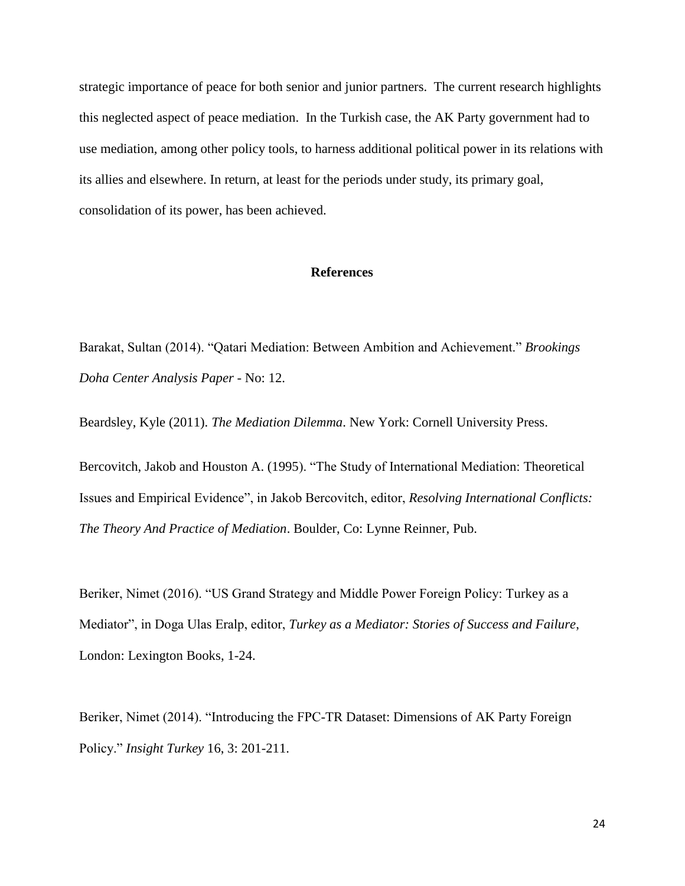strategic importance of peace for both senior and junior partners. The current research highlights this neglected aspect of peace mediation. In the Turkish case, the AK Party government had to use mediation, among other policy tools, to harness additional political power in its relations with its allies and elsewhere. In return, at least for the periods under study, its primary goal, consolidation of its power, has been achieved.

## References

Barakat, Sultan (2014). "Qatari Mediation: Between Ambition and Achievement." *Brookings Doha Center Analysis Paper* - No: 12.

Beardsley, Kyle (2011). *The Mediation Dilemma*. New York: Cornell University Press.

Bercovitch, Jakob and Houston A. (1995). "The Study of International Mediation: Theoretical Issues and Empirical Evidence", in Jakob Bercovitch, editor, *Resolving International Conflicts: The Theory And Practice of Mediation*. Boulder, Co: Lynne Reinner, Pub.

Beriker, Nimet (2016). "US Grand Strategy and Middle Power Foreign Policy: Turkey as a Mediator", in Doga Ulas Eralp, editor, *Turkey as a Mediator: Stories of Success and Failure*, London: Lexington Books, 1-24.

Beriker, Nimet (2014). "Introducing the FPC-TR Dataset: Dimensions of AK Party Foreign Policy." *Insight Turkey* 16, 3: 201-211.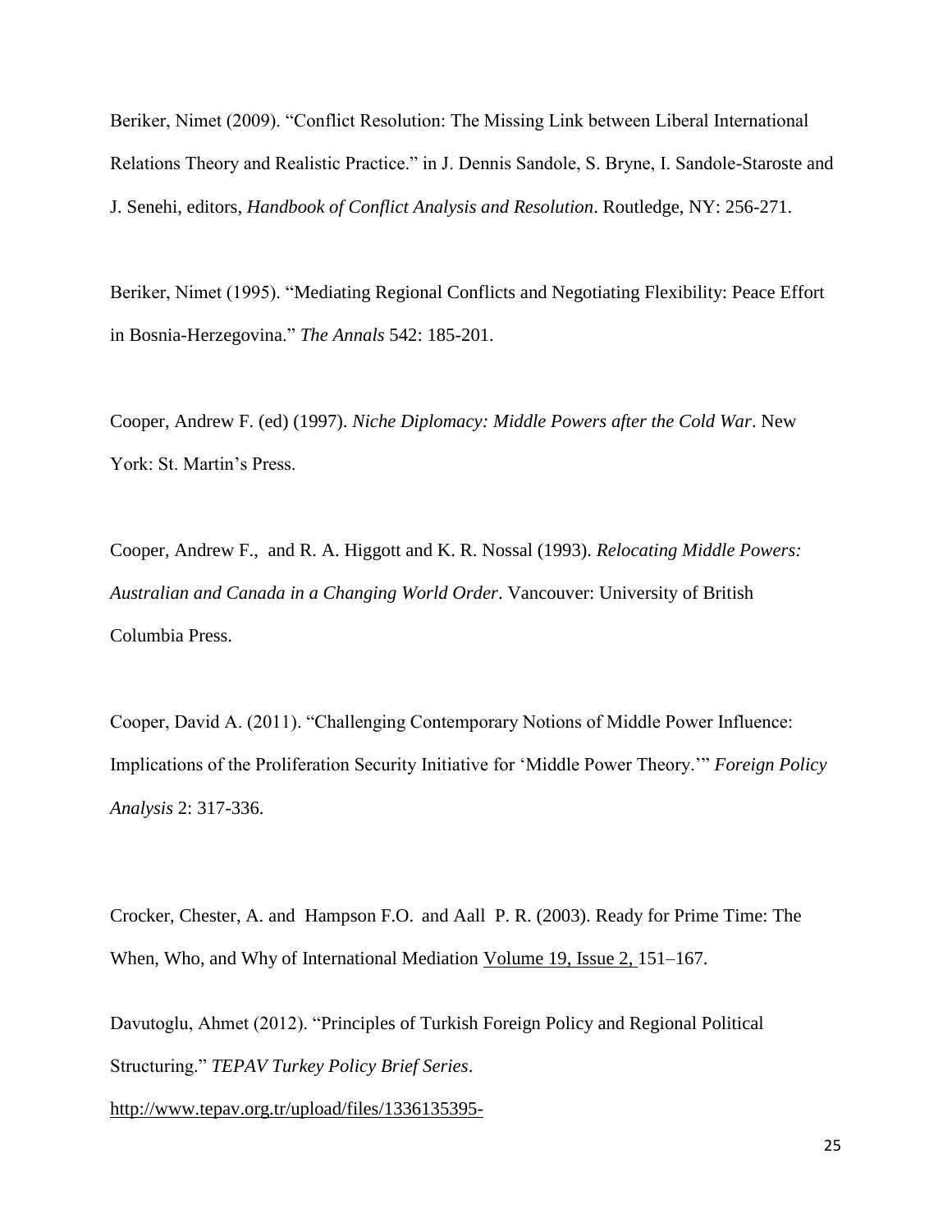Beriker, Nimet (2009). "Conflict Resolution: The Missing Link between Liberal International Relations Theory and Realistic Practice." in J. Dennis Sandole, S. Bryne, I. Sandole-Staroste and J. Senehi, editors, *Handbook of Conflict Analysis and Resolution*. Routledge, NY: 256-271.

Beriker, Nimet (1995). "Mediating Regional Conflicts and Negotiating Flexibility: Peace Effort in Bosnia-Herzegovina." *The Annals* 542: 185-201.

Cooper, Andrew F. (ed) (1997). *Niche Diplomacy: Middle Powers after the Cold War*. New York: St. Martin's Press.

Cooper, Andrew F., and R. A. Higgott and K. R. Nossal (1993). *Relocating Middle Powers: Australian and Canada in a Changing World Order*. Vancouver: University of British Columbia Press.

Cooper, David A. (2011). "Challenging Contemporary Notions of Middle Power Influence: Implications of the Proliferation Security Initiative for 'Middle Power Theory.'" *Foreign Policy Analysis* 2: 317-336.

Crocker, Chester, A. and Hampson F.O. and Aall P. R. (2003). Ready for Prime Time: The When, Who, and Why of International Mediation Volume 19, Issue 2, 151–167.

Davutoglu, Ahmet (2012). "Principles of Turkish Foreign Policy and Regional Political Structuring." *TEPAV Turkey Policy Brief Series*.
http://www.tepav.org.tr/upload/files/1336135395-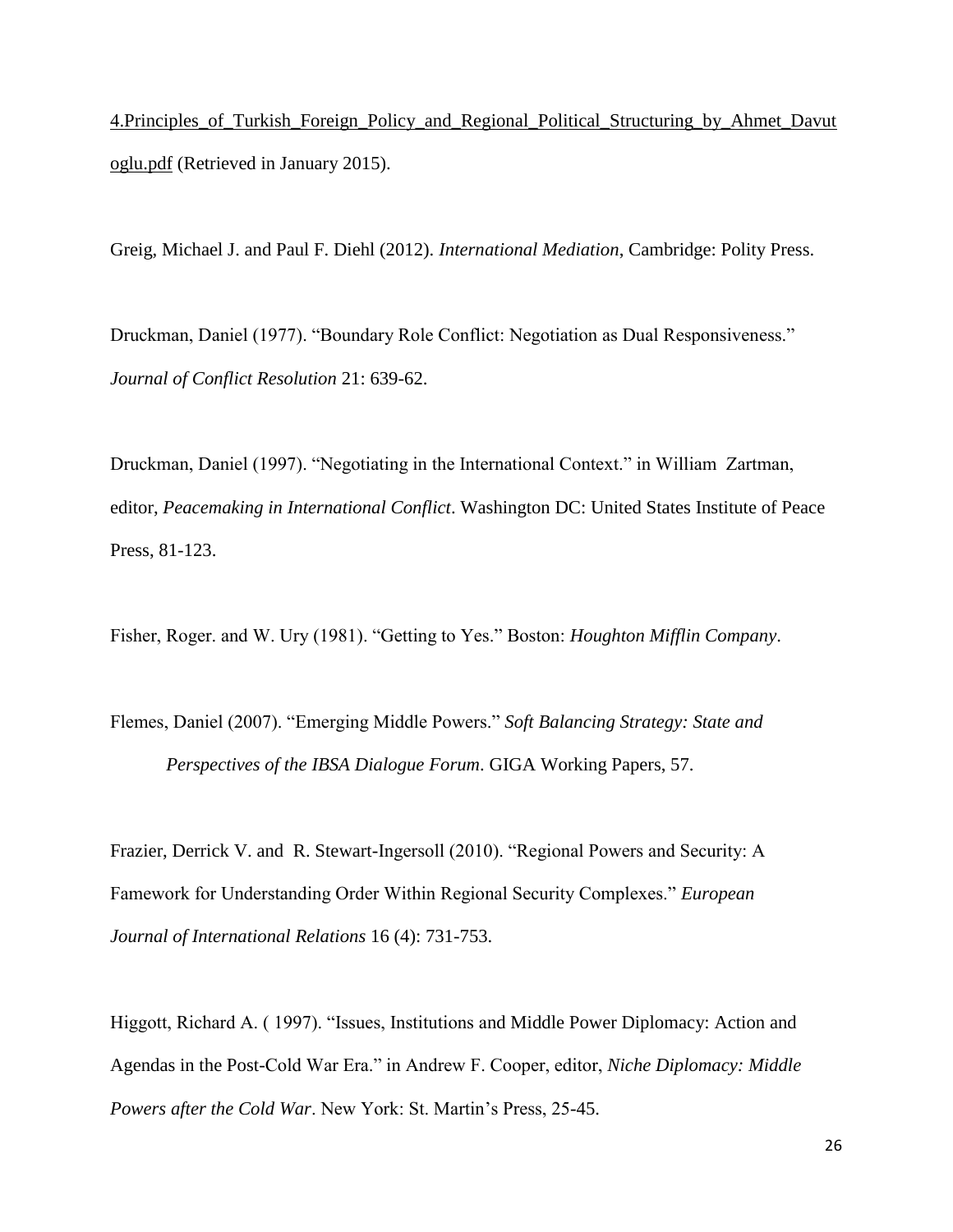4.Principles_of_Turkish_Foreign_Policy_and_Regional_Political_Structuring_by_Ahmet_Davutoglu.pdf (Retrieved in January 2015).

Greig, Michael J. and Paul F. Diehl (2012). *International Mediation*, Cambridge: Polity Press.

Druckman, Daniel (1977). "Boundary Role Conflict: Negotiation as Dual Responsiveness." *Journal of Conflict Resolution* 21: 639-62.

Druckman, Daniel (1997). "Negotiating in the International Context." in William Zartman, editor, *Peacemaking in International Conflict*. Washington DC: United States Institute of Peace Press, 81-123.

Fisher, Roger. and W. Ury (1981). "Getting to Yes." Boston: *Houghton Mifflin Company*.

Flemes, Daniel (2007). "Emerging Middle Powers." *Soft Balancing Strategy: State and Perspectives of the IBSA Dialogue Forum*. GIGA Working Papers, 57.

Frazier, Derrick V. and R. Stewart-Ingersoll (2010). "Regional Powers and Security: A Famework for Understanding Order Within Regional Security Complexes." *European Journal of International Relations* 16 (4): 731-753.

Higgott, Richard A. ( 1997). "Issues, Institutions and Middle Power Diplomacy: Action and Agendas in the Post-Cold War Era." in Andrew F. Cooper, editor, *Niche Diplomacy: Middle Powers after the Cold War*. New York: St. Martin's Press, 25-45.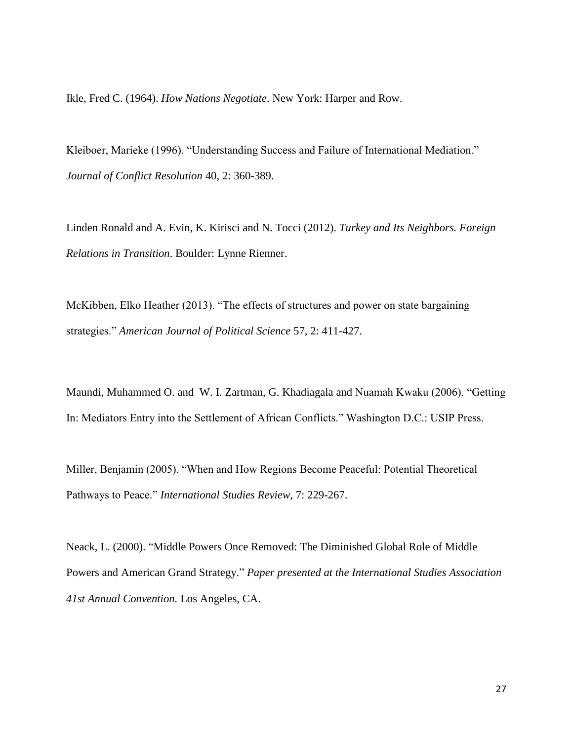Ikle, Fred C. (1964). *How Nations Negotiate*. New York: Harper and Row.

Kleiboer, Marieke (1996). "Understanding Success and Failure of International Mediation." *Journal of Conflict Resolution* 40, 2: 360-389.

Linden Ronald and A. Evin, K. Kirisci and N. Tocci (2012). *Turkey and Its Neighbors. Foreign Relations in Transition*. Boulder: Lynne Rienner.

McKibben, Elko Heather (2013). "The effects of structures and power on state bargaining strategies." *American Journal of Political Science* 57, 2: 411-427.

Maundi, Muhammed O. and W. I. Zartman, G. Khadiagala and Nuamah Kwaku (2006). "Getting In: Mediators Entry into the Settlement of African Conflicts." Washington D.C.: USIP Press.

Miller, Benjamin (2005). "When and How Regions Become Peaceful: Potential Theoretical Pathways to Peace." *International Studies Review*, 7: 229-267.

Neack, L. (2000). "Middle Powers Once Removed: The Diminished Global Role of Middle Powers and American Grand Strategy." *Paper presented at the International Studies Association 41st Annual Convention.* Los Angeles, CA.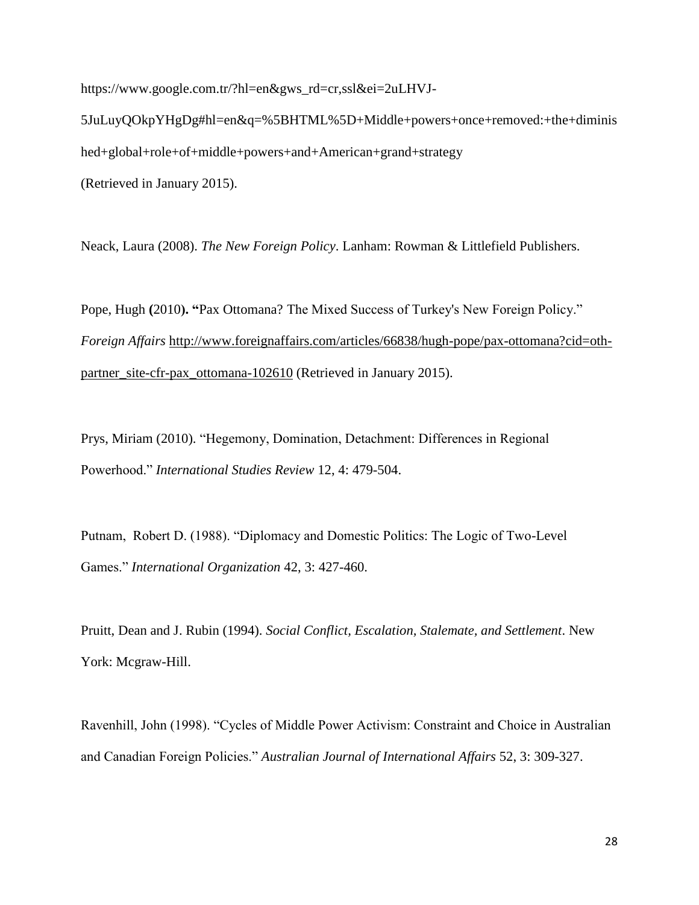https://www.google.com.tr/?hl=en&gws_rd=cr,ssl&ei=2uLHVJ-5JuLuyQOkpYHgDg#hl=en&q=%5BHTML%5D+Middle+powers+once+removed:+the+diminished+global+role+of+middle+powers+and+American+grand+strategy (Retrieved in January 2015).

Neack, Laura (2008). *The New Foreign Policy*. Lanham: Rowman & Littlefield Publishers.

Pope, Hugh (2010). "Pax Ottomana? The Mixed Success of Turkey's New Foreign Policy." *Foreign Affairs* http://www.foreignaffairs.com/articles/66838/hugh-pope/pax-ottomana?cid=oth-partner_site-cfr-pax_ottomana-102610 (Retrieved in January 2015).

Prys, Miriam (2010). "Hegemony, Domination, Detachment: Differences in Regional Powerhood." *International Studies Review* 12, 4: 479-504.

Putnam, Robert D. (1988). "Diplomacy and Domestic Politics: The Logic of Two-Level Games." *International Organization* 42, 3: 427-460.

Pruitt, Dean and J. Rubin (1994). *Social Conflict, Escalation, Stalemate, and Settlement*. New York: Mcgraw-Hill.

Ravenhill, John (1998). "Cycles of Middle Power Activism: Constraint and Choice in Australian and Canadian Foreign Policies." *Australian Journal of International Affairs* 52, 3: 309-327.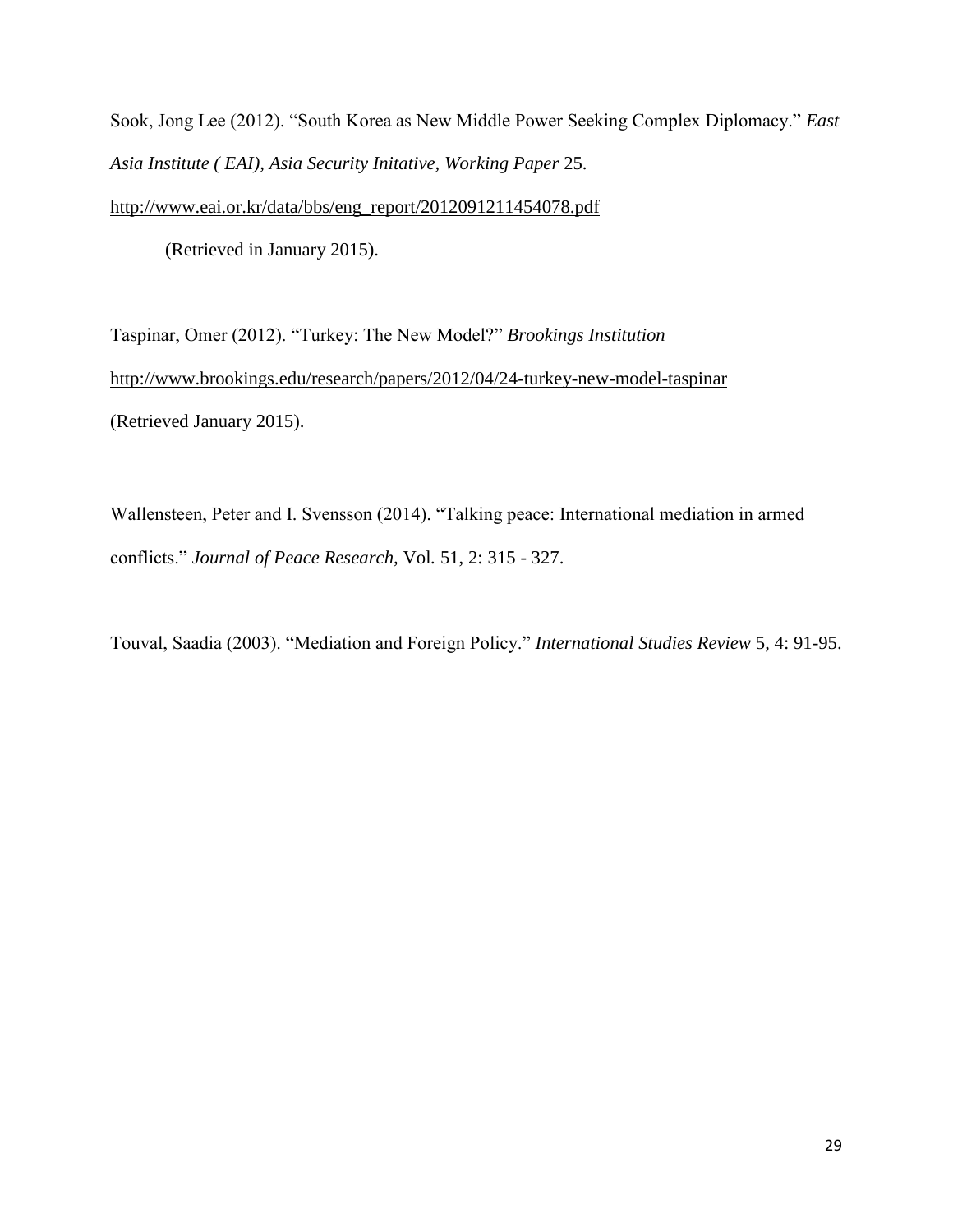Sook, Jong Lee (2012). "South Korea as New Middle Power Seeking Complex Diplomacy." *East Asia Institute ( EAI), Asia Security Initative, Working Paper* 25. http://www.eai.or.kr/data/bbs/eng_report/2012091211454078.pdf (Retrieved in January 2015).

Taspinar, Omer (2012). "Turkey: The New Model?" *Brookings Institution* http://www.brookings.edu/research/papers/2012/04/24-turkey-new-model-taspinar (Retrieved January 2015).

Wallensteen, Peter and I. Svensson (2014). "Talking peace: International mediation in armed conflicts." *Journal of Peace Research,* Vol. 51, 2: 315 - 327.

Touval, Saadia (2003). "Mediation and Foreign Policy." *International Studies Review* 5, 4: 91-95.